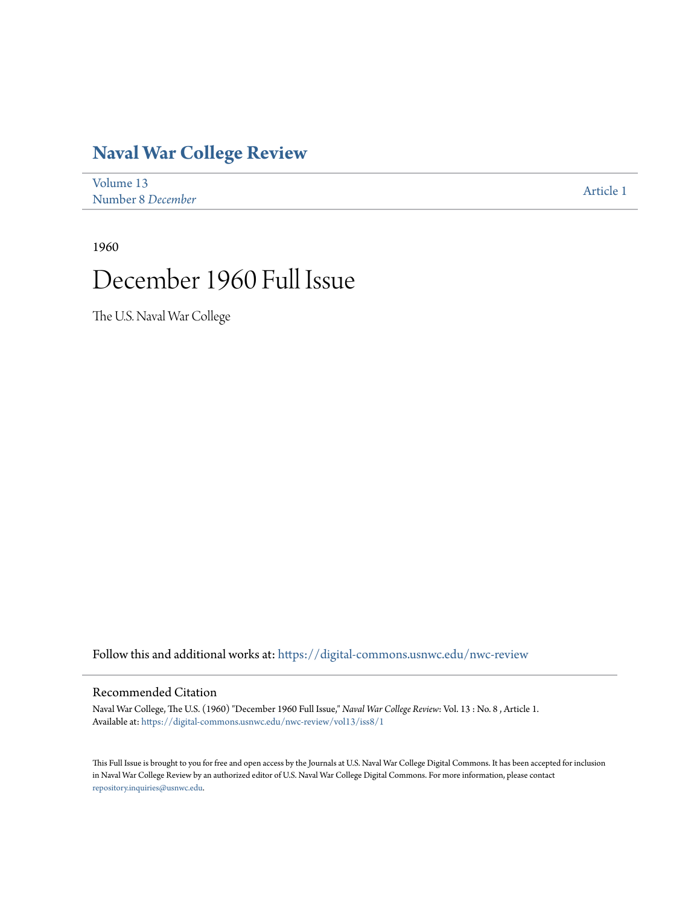# Naval War College Review

Volume 13
Number 8 *December*

Article 1

1960

# December 1960 Full Issue

The U.S. Naval War College

Follow this and additional works at: https://digital-commons.usnwc.edu/nwc-review

## Recommended Citation

Naval War College, The U.S. (1960) "December 1960 Full Issue," *Naval War College Review*: Vol. 13 : No. 8 , Article 1.
Available at: https://digital-commons.usnwc.edu/nwc-review/vol13/iss8/1

This Full Issue is brought to you for free and open access by the Journals at U.S. Naval War College Digital Commons. It has been accepted for inclusion in Naval War College Review by an authorized editor of U.S. Naval War College Digital Commons. For more information, please contact repository.inquiries@usnwc.edu.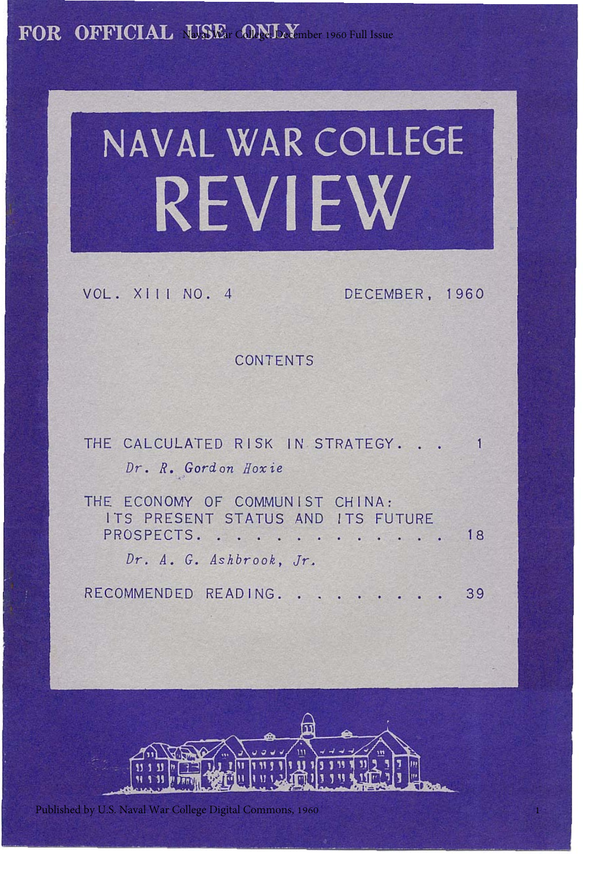FOR OFFICIAL USE ONLY

# NAVAL WAR COLLEGE REVIEW

VOL. XIII NO. 4 DECEMBER, 1960

## CONTENTS

THE CALCULATED RISK IN STRATEGY . . . 1

*Dr. R. Gordon Hoxie*

THE ECONOMY OF COMMUNIST CHINA: ITS PRESENT STATUS AND ITS FUTURE PROSPECTS . . . . . . . . . . . . . . 18

*Dr. A. G. Ashbrook, Jr.*

RECOMMENDED READING . . . . . . . . . 39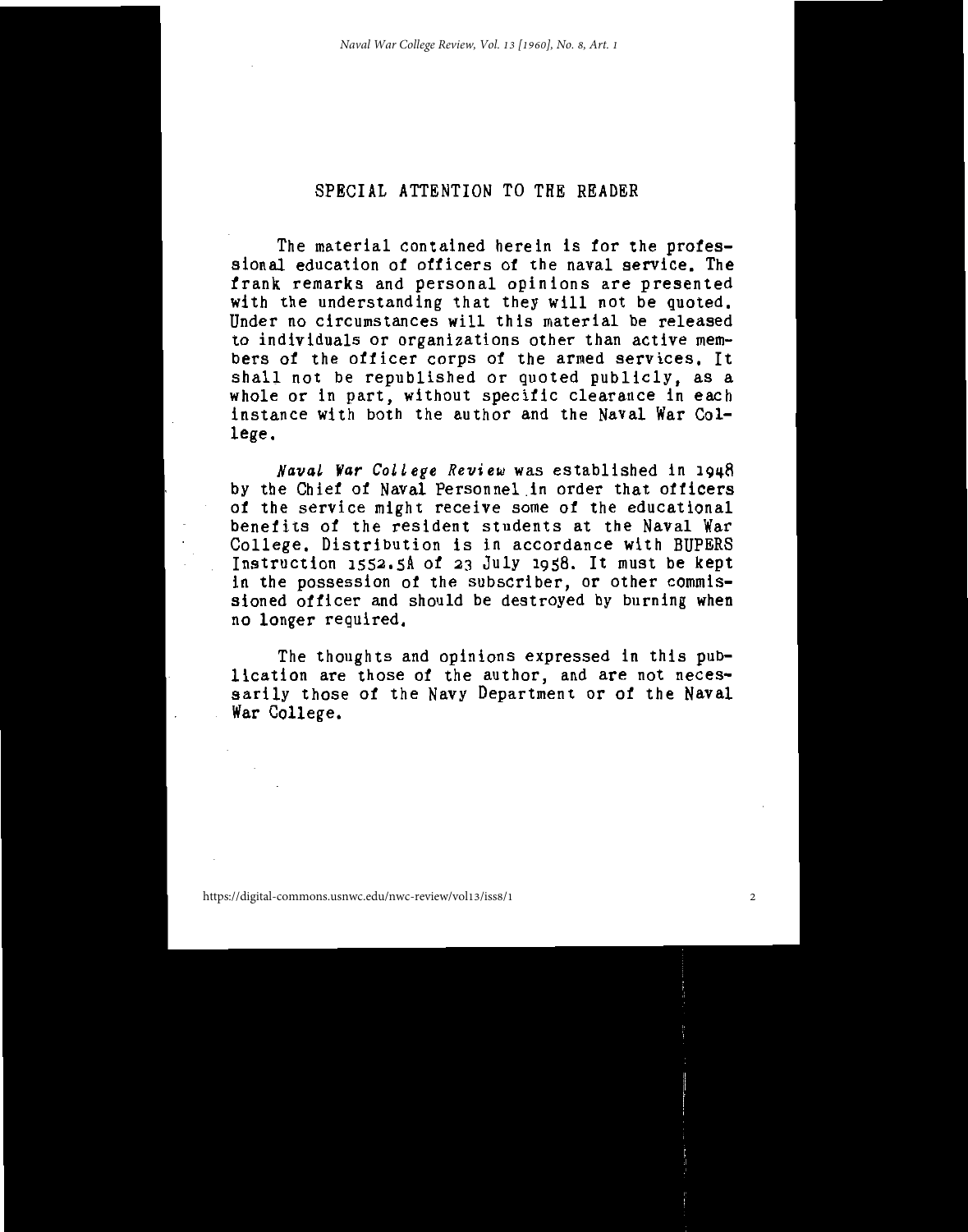## SPECIAL ATTENTION TO THE READER

The material contained herein is for the professional education of officers of the naval service. The frank remarks and personal opinions are presented with the understanding that they will not be quoted. Under no circumstances will this material be released to individuals or organizations other than active members of the officer corps of the armed services. It shall not be republished or quoted publicly, as a whole or in part, without specific clearance in each instance with both the author and the Naval War College.

*Naval War College Review* was established in 1948 by the Chief of Naval Personnel in order that officers of the service might receive some of the educational benefits of the resident students at the Naval War College. Distribution is in accordance with BUPERS Instruction 1552.5A of 23 July 1958. It must be kept in the possession of the subscriber, or other commissioned officer and should be destroyed by burning when no longer required.

The thoughts and opinions expressed in this publication are those of the author, and are not necessarily those of the Navy Department or of the Naval War College.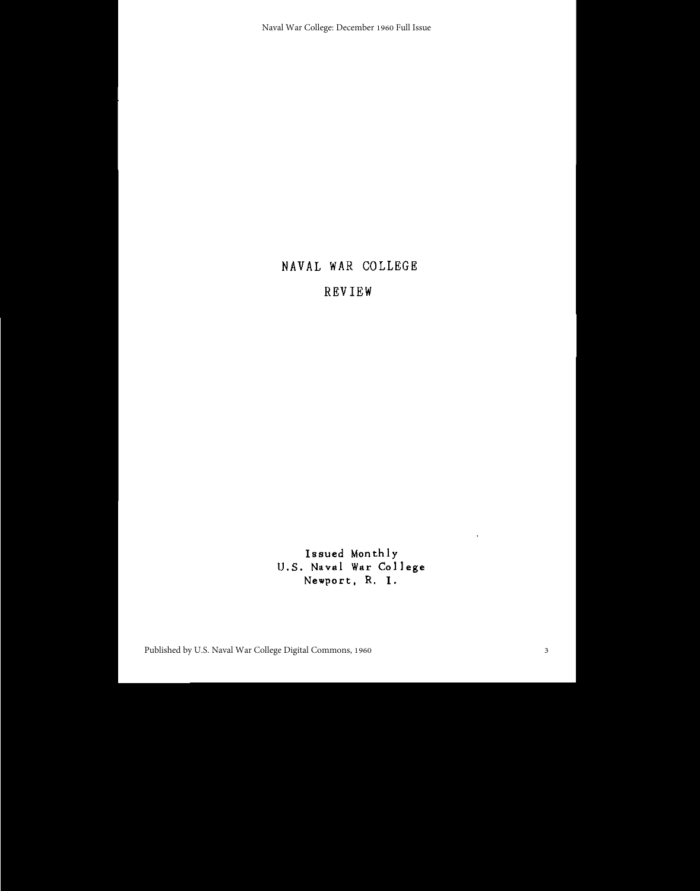# NAVAL WAR COLLEGE

# REVIEW

Issued Monthly
U.S. Naval War College
Newport, R. I.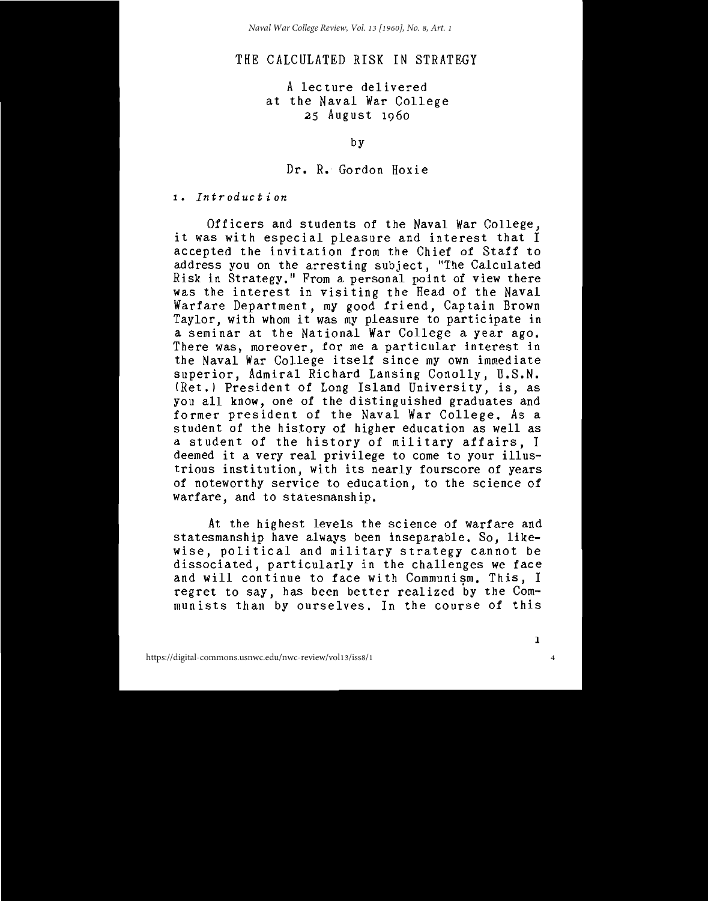# THE CALCULATED RISK IN STRATEGY

A lecture delivered
at the Naval War College
25 August 1960

by

Dr. R. Gordon Hoxie

## 1. *Introduction*

Officers and students of the Naval War College, it was with especial pleasure and interest that I accepted the invitation from the Chief of Staff to address you on the arresting subject, "The Calculated Risk in Strategy." From a personal point of view there was the interest in visiting the Head of the Naval Warfare Department, my good friend, Captain Brown Taylor, with whom it was my pleasure to participate in a seminar at the National War College a year ago. There was, moreover, for me a particular interest in the Naval War College itself since my own immediate superior, Admiral Richard Lansing Conolly, U.S.N. (Ret.) President of Long Island University, is, as you all know, one of the distinguished graduates and former president of the Naval War College. As a student of the history of higher education as well as a student of the history of military affairs, I deemed it a very real privilege to come to your illustrious institution, with its nearly fourscore of years of noteworthy service to education, to the science of warfare, and to statesmanship.

At the highest levels the science of warfare and statesmanship have always been inseparable. So, likewise, political and military strategy cannot be dissociated, particularly in the challenges we face and will continue to face with Communism. This, I regret to say, has been better realized by the Communists than by ourselves. In the course of this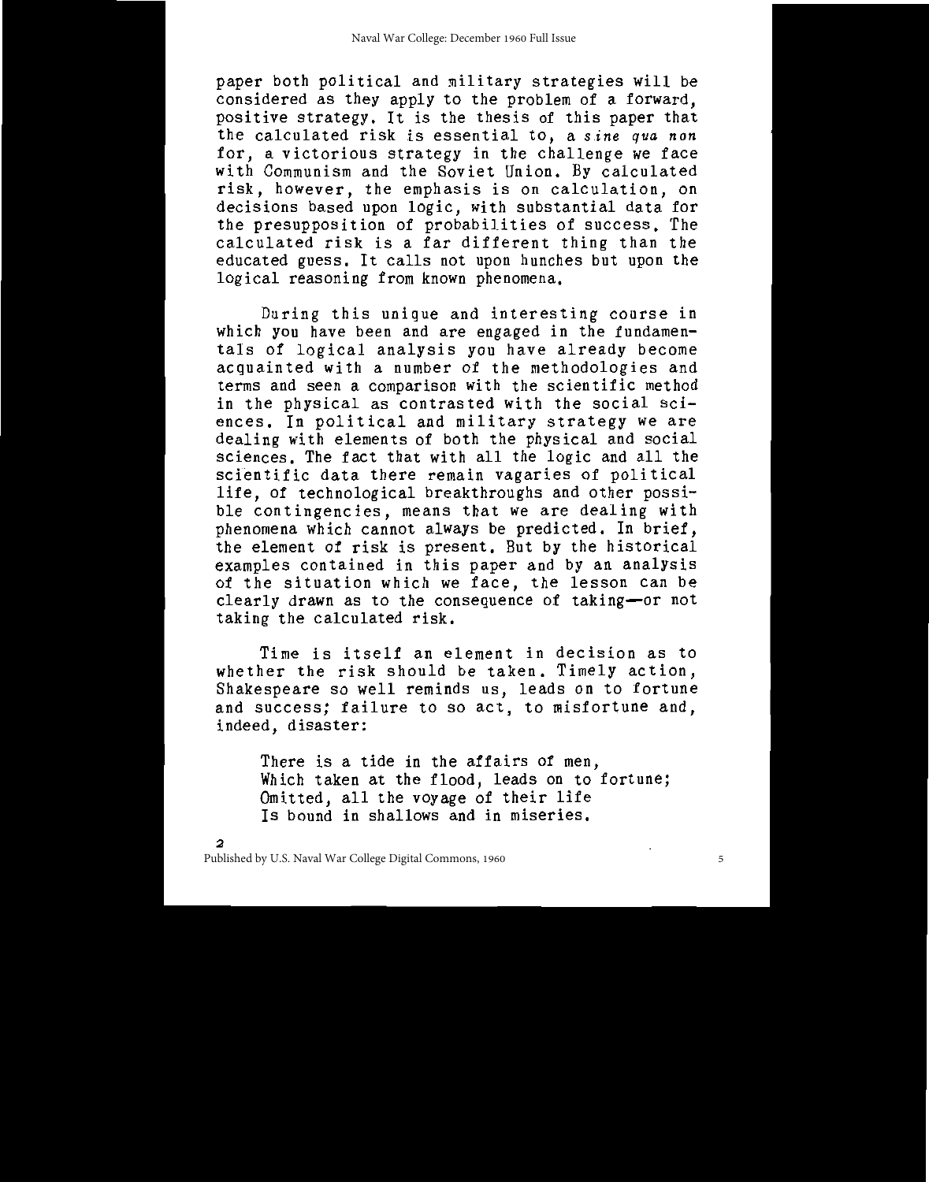paper both political and military strategies will be considered as they apply to the problem of a forward, positive strategy. It is the thesis of this paper that the calculated risk is essential to, a *sine qua non* for, a victorious strategy in the challenge we face with Communism and the Soviet Union. By calculated risk, however, the emphasis is on calculation, on decisions based upon logic, with substantial data for the presupposition of probabilities of success. The calculated risk is a far different thing than the educated guess. It calls not upon hunches but upon the logical reasoning from known phenomena.

During this unique and interesting course in which you have been and are engaged in the fundamentals of logical analysis you have already become acquainted with a number of the methodologies and terms and seen a comparison with the scientific method in the physical as contrasted with the social sciences. In political and military strategy we are dealing with elements of both the physical and social sciences. The fact that with all the logic and all the scientific data there remain vagaries of political life, of technological breakthroughs and other possible contingencies, means that we are dealing with phenomena which cannot always be predicted. In brief, the element of risk is present. But by the historical examples contained in this paper and by an analysis of the situation which we face, the lesson can be clearly drawn as to the consequence of taking—or not taking the calculated risk.

Time is itself an element in decision as to whether the risk should be taken. Timely action, Shakespeare so well reminds us, leads on to fortune and success; failure to so act, to misfortune and, indeed, disaster:

> There is a tide in the affairs of men,
> Which taken at the flood, leads on to fortune;
> Omitted, all the voyage of their life
> Is bound in shallows and in miseries.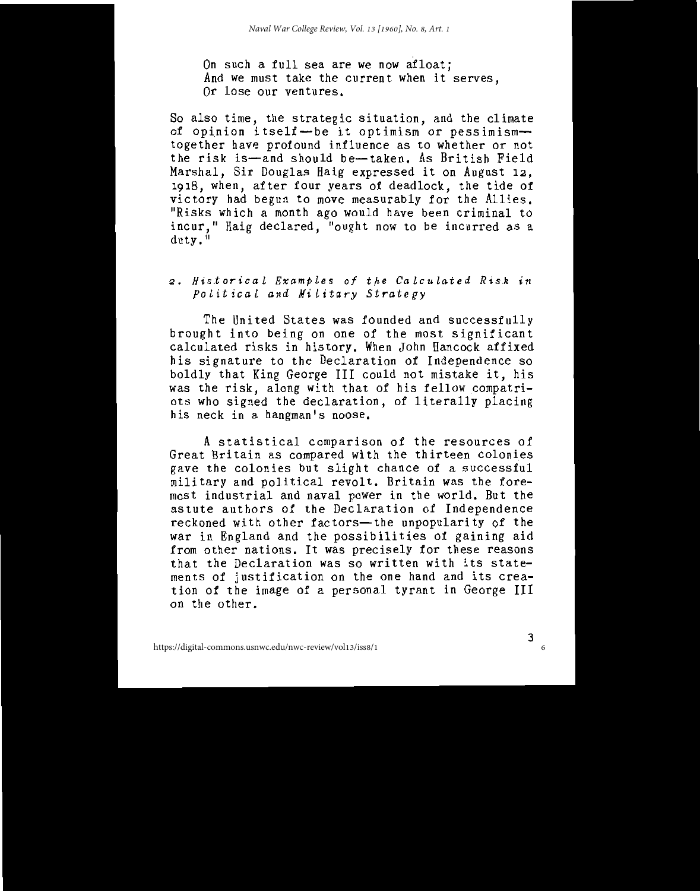On such a full sea are we now afloat;
And we must take the current when it serves,
Or lose our ventures.

So also time, the strategic situation, and the climate of opinion itself—be it optimism or pessimism—together have profound influence as to whether or not the risk is—and should be—taken. As British Field Marshal, Sir Douglas Haig expressed it on August 12, 1918, when, after four years of deadlock, the tide of victory had begun to move measurably for the Allies. "Risks which a month ago would have been criminal to incur," Haig declared, "ought now to be incurred as a duty."

## 2. *Historical Examples of the Calculated Risk in Political and Military Strategy*

The United States was founded and successfully brought into being on one of the most significant calculated risks in history. When John Hancock affixed his signature to the Declaration of Independence so boldly that King George III could not mistake it, his was the risk, along with that of his fellow compatriots who signed the declaration, of literally placing his neck in a hangman's noose.

A statistical comparison of the resources of Great Britain as compared with the thirteen colonies gave the colonies but slight chance of a successful military and political revolt. Britain was the foremost industrial and naval power in the world. But the astute authors of the Declaration of Independence reckoned with other factors—the unpopularity of the war in England and the possibilities of gaining aid from other nations. It was precisely for these reasons that the Declaration was so written with its statements of justification on the one hand and its creation of the image of a personal tyrant in George III on the other.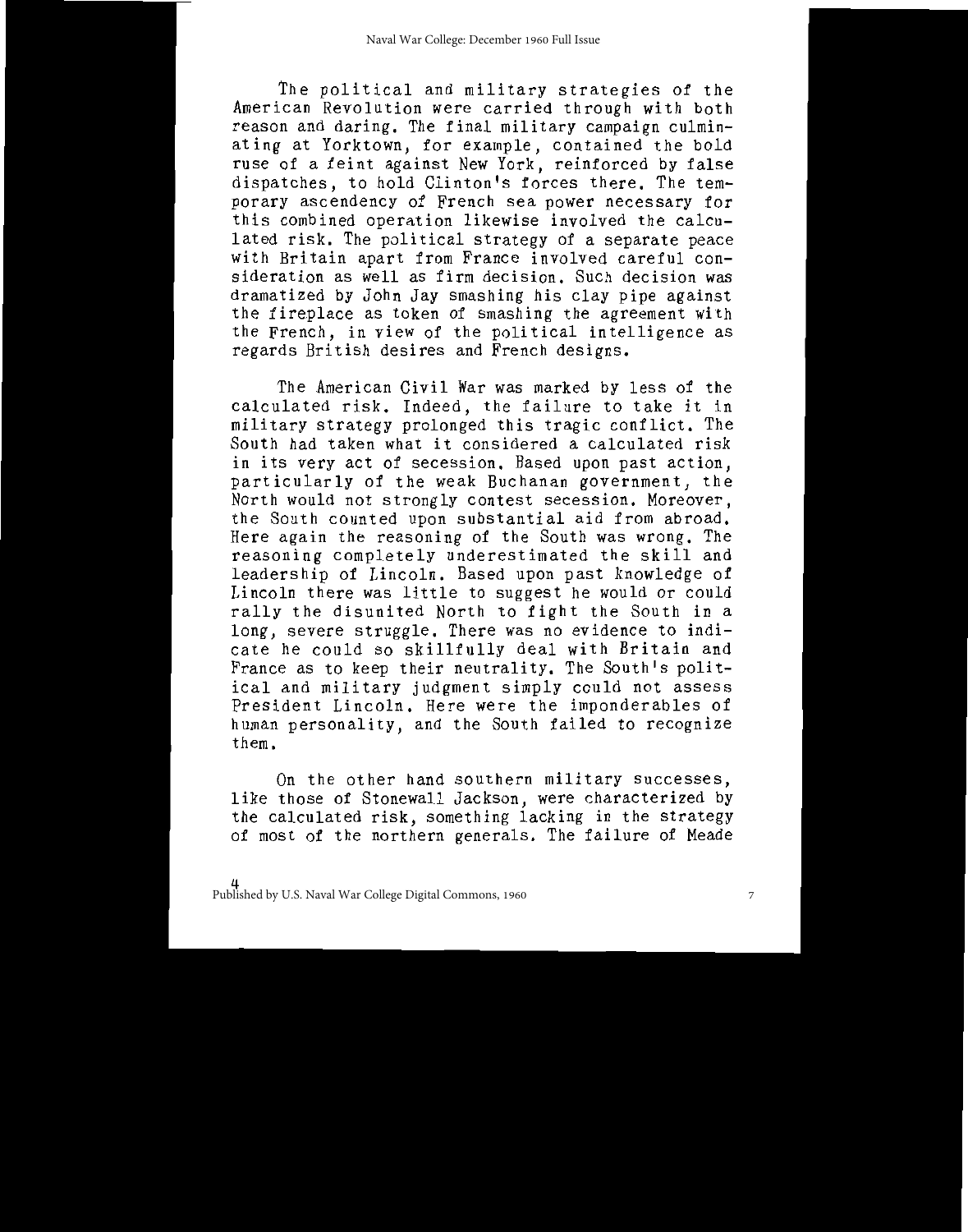The political and military strategies of the American Revolution were carried through with both reason and daring. The final military campaign culminating at Yorktown, for example, contained the bold ruse of a feint against New York, reinforced by false dispatches, to hold Clinton's forces there. The temporary ascendency of French sea power necessary for this combined operation likewise involved the calculated risk. The political strategy of a separate peace with Britain apart from France involved careful consideration as well as firm decision. Such decision was dramatized by John Jay smashing his clay pipe against the fireplace as token of smashing the agreement with the French, in view of the political intelligence as regards British desires and French designs.

The American Civil War was marked by less of the calculated risk. Indeed, the failure to take it in military strategy prolonged this tragic conflict. The South had taken what it considered a calculated risk in its very act of secession. Based upon past action, particularly of the weak Buchanan government, the North would not strongly contest secession. Moreover, the South counted upon substantial aid from abroad. Here again the reasoning of the South was wrong. The reasoning completely underestimated the skill and leadership of Lincoln. Based upon past knowledge of Lincoln there was little to suggest he would or could rally the disunited North to fight the South in a long, severe struggle. There was no evidence to indicate he could so skillfully deal with Britain and France as to keep their neutrality. The South's political and military judgment simply could not assess President Lincoln. Here were the imponderables of human personality, and the South failed to recognize them.

On the other hand southern military successes, like those of Stonewall Jackson, were characterized by the calculated risk, something lacking in the strategy of most of the northern generals. The failure of Meade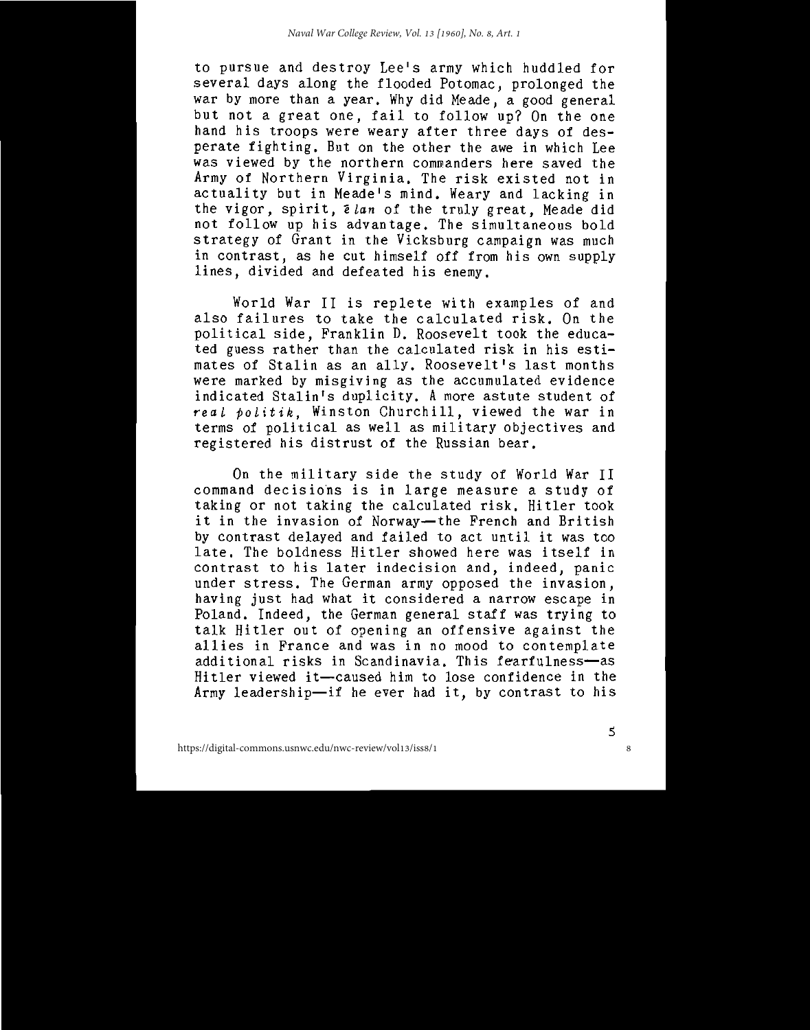to pursue and destroy Lee's army which huddled for several days along the flooded Potomac, prolonged the war by more than a year. Why did Meade, a good general but not a great one, fail to follow up? On the one hand his troops were weary after three days of desperate fighting. But on the other the awe in which Lee was viewed by the northern commanders here saved the Army of Northern Virginia. The risk existed not in actuality but in Meade's mind. Weary and lacking in the vigor, spirit, *élan* of the truly great, Meade did not follow up his advantage. The simultaneous bold strategy of Grant in the Vicksburg campaign was much in contrast, as he cut himself off from his own supply lines, divided and defeated his enemy.

World War II is replete with examples of and also failures to take the calculated risk. On the political side, Franklin D. Roosevelt took the educated guess rather than the calculated risk in his estimates of Stalin as an ally. Roosevelt's last months were marked by misgiving as the accumulated evidence indicated Stalin's duplicity. A more astute student of *real politik*, Winston Churchill, viewed the war in terms of political as well as military objectives and registered his distrust of the Russian bear.

On the military side the study of World War II command decisions is in large measure a study of taking or not taking the calculated risk. Hitler took it in the invasion of Norway—the French and British by contrast delayed and failed to act until it was too late. The boldness Hitler showed here was itself in contrast to his later indecision and, indeed, panic under stress. The German army opposed the invasion, having just had what it considered a narrow escape in Poland. Indeed, the German general staff was trying to talk Hitler out of opening an offensive against the allies in France and was in no mood to contemplate additional risks in Scandinavia. This fearfulness—as Hitler viewed it—caused him to lose confidence in the Army leadership—if he ever had it, by contrast to his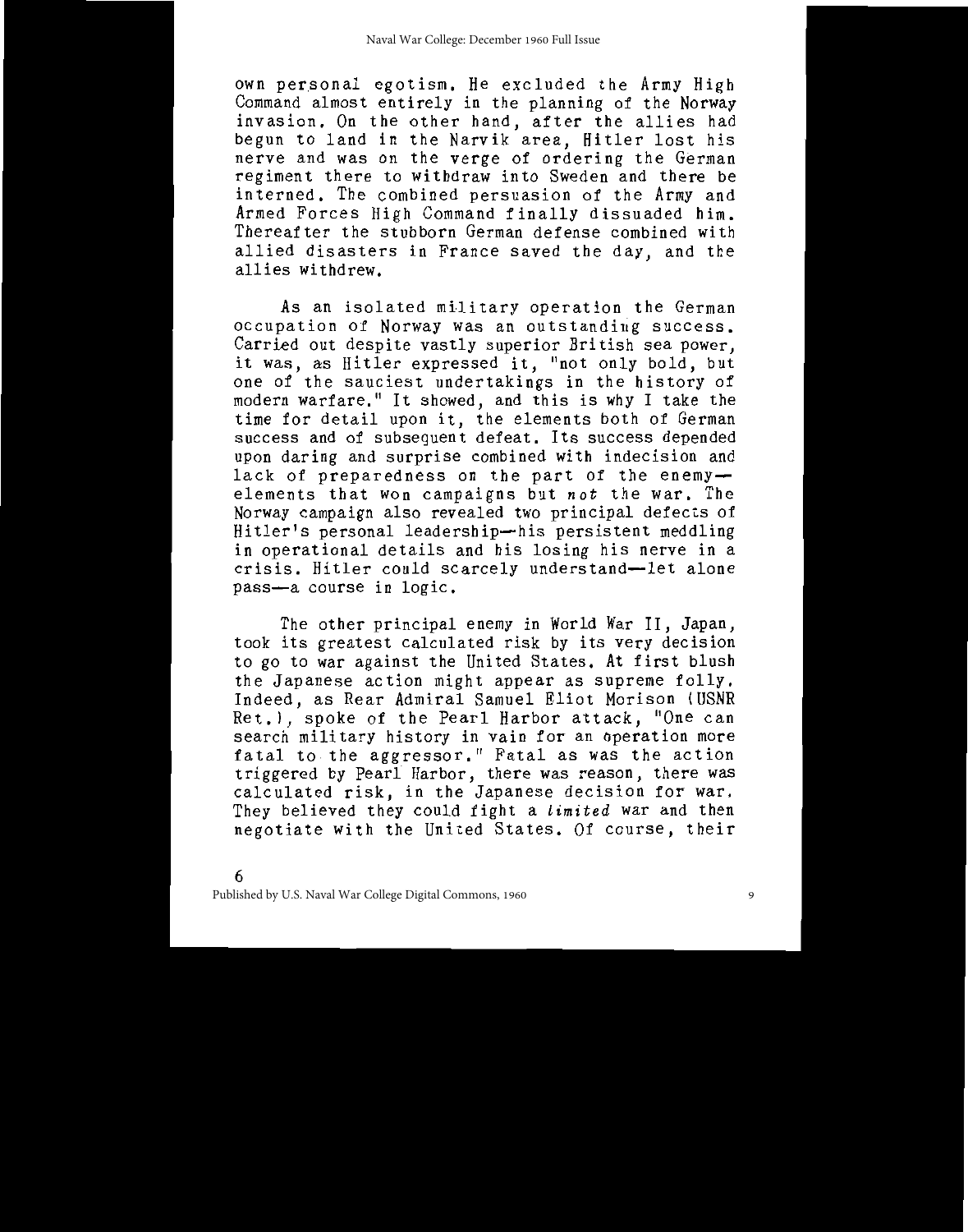own personal egotism. He excluded the Army High Command almost entirely in the planning of the Norway invasion. On the other hand, after the allies had begun to land in the Narvik area, Hitler lost his nerve and was on the verge of ordering the German regiment there to withdraw into Sweden and there be interned. The combined persuasion of the Army and Armed Forces High Command finally dissuaded him. Thereafter the stubborn German defense combined with allied disasters in France saved the day, and the allies withdrew.

As an isolated military operation the German occupation of Norway was an outstanding success. Carried out despite vastly superior British sea power, it was, as Hitler expressed it, "not only bold, but one of the sauciest undertakings in the history of modern warfare." It showed, and this is why I take the time for detail upon it, the elements both of German success and of subsequent defeat. Its success depended upon daring and surprise combined with indecision and lack of preparedness on the part of the enemy—elements that won campaigns but *not* the war. The Norway campaign also revealed two principal defects of Hitler's personal leadership—his persistent meddling in operational details and his losing his nerve in a crisis. Hitler could scarcely understand—let alone pass—a course in logic.

The other principal enemy in World War II, Japan, took its greatest calculated risk by its very decision to go to war against the United States. At first blush the Japanese action might appear as supreme folly. Indeed, as Rear Admiral Samuel Eliot Morison (USNR Ret.), spoke of the Pearl Harbor attack, "One can search military history in vain for an operation more fatal to the aggressor." Fatal as was the action triggered by Pearl Harbor, there was reason, there was calculated risk, in the Japanese decision for war. They believed they could fight a *limited* war and then negotiate with the United States. Of course, their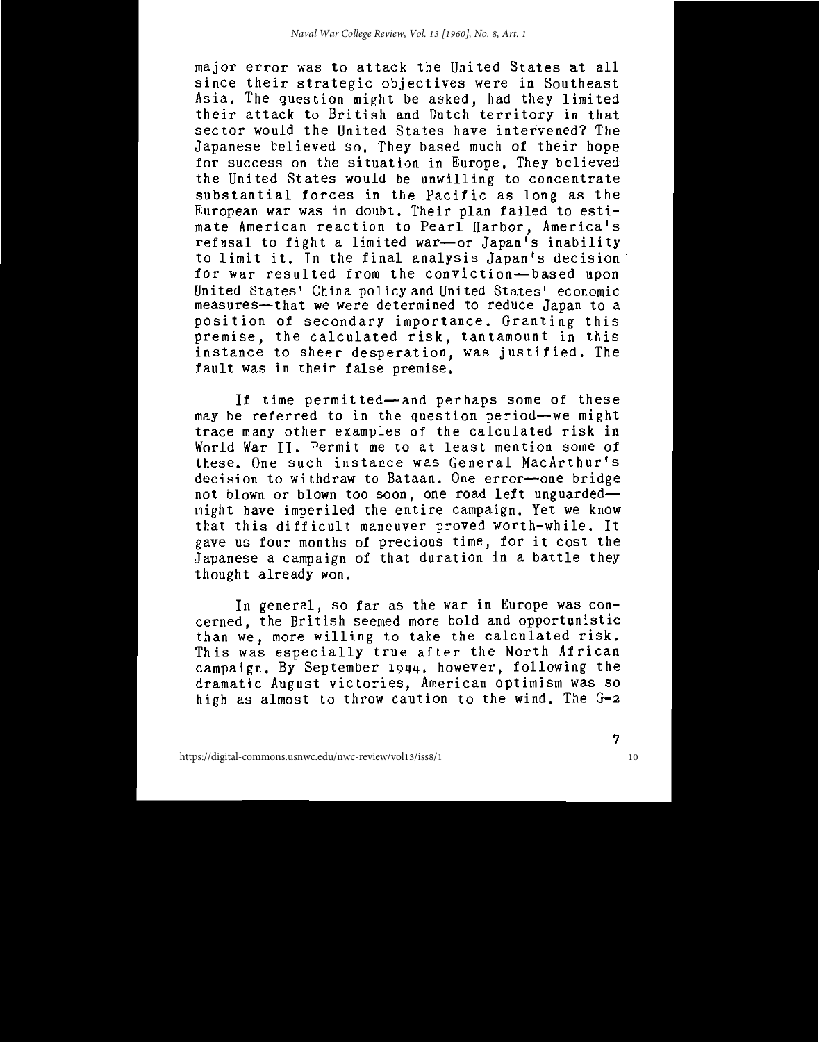major error was to attack the United States at all since their strategic objectives were in Southeast Asia. The question might be asked, had they limited their attack to British and Dutch territory in that sector would the United States have intervened? The Japanese believed so. They based much of their hope for success on the situation in Europe. They believed the United States would be unwilling to concentrate substantial forces in the Pacific as long as the European war was in doubt. Their plan failed to estimate American reaction to Pearl Harbor, America's refusal to fight a limited war—or Japan's inability to limit it. In the final analysis Japan's decision for war resulted from the conviction—based upon United States' China policy and United States' economic measures—that we were determined to reduce Japan to a position of secondary importance. Granting this premise, the calculated risk, tantamount in this instance to sheer desperation, was justified. The fault was in their false premise.

If time permitted—and perhaps some of these may be referred to in the question period—we might trace many other examples of the calculated risk in World War II. Permit me to at least mention some of these. One such instance was General MacArthur's decision to withdraw to Bataan. One error—one bridge not blown or blown too soon, one road left unguarded—might have imperiled the entire campaign. Yet we know that this difficult maneuver proved worth-while. It gave us four months of precious time, for it cost the Japanese a campaign of that duration in a battle they thought already won.

In general, so far as the war in Europe was concerned, the British seemed more bold and opportunistic than we, more willing to take the calculated risk. This was especially true after the North African campaign. By September 1944, however, following the dramatic August victories, American optimism was so high as almost to throw caution to the wind. The G-2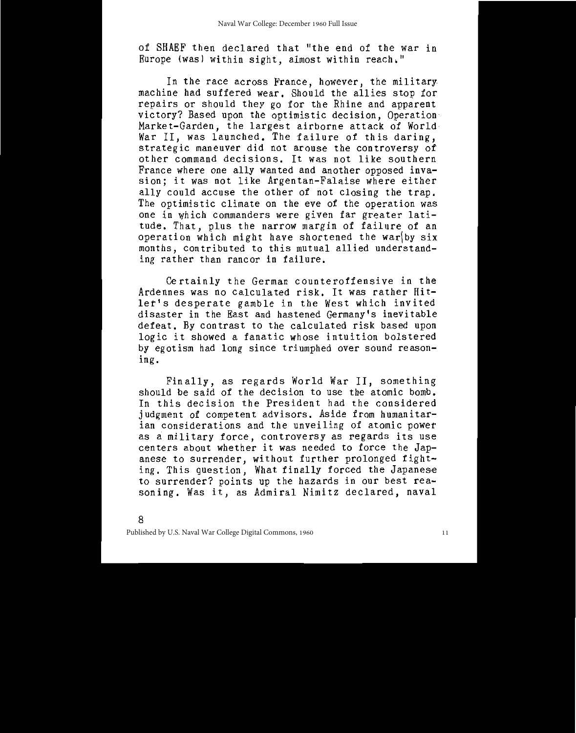of SHAEF then declared that "the end of the war in Europe (was) within sight, almost within reach."

In the race across France, however, the military machine had suffered wear. Should the allies stop for repairs or should they go for the Rhine and apparent victory? Based upon the optimistic decision, Operation Market-Garden, the largest airborne attack of World War II, was launched. The failure of this daring, strategic maneuver did not arouse the controversy of other command decisions. It was not like southern France where one ally wanted and another opposed invasion; it was not like Argentan-Falaise where either ally could accuse the other of not closing the trap. The optimistic climate on the eve of the operation was one in which commanders were given far greater latitude. That, plus the narrow margin of failure of an operation which might have shortened the war by six months, contributed to this mutual allied understanding rather than rancor in failure.

Certainly the German counteroffensive in the Ardennes was no calculated risk. It was rather Hitler's desperate gamble in the West which invited disaster in the East and hastened Germany's inevitable defeat. By contrast to the calculated risk based upon logic it showed a fanatic whose intuition bolstered by egotism had long since triumphed over sound reasoning.

Finally, as regards World War II, something should be said of the decision to use the atomic bomb. In this decision the President had the considered judgment of competent advisors. Aside from humanitarian considerations and the unveiling of atomic power as a military force, controversy as regards its use centers about whether it was needed to force the Japanese to surrender, without further prolonged fighting. This question, What finally forced the Japanese to surrender? points up the hazards in our best reasoning. Was it, as Admiral Nimitz declared, naval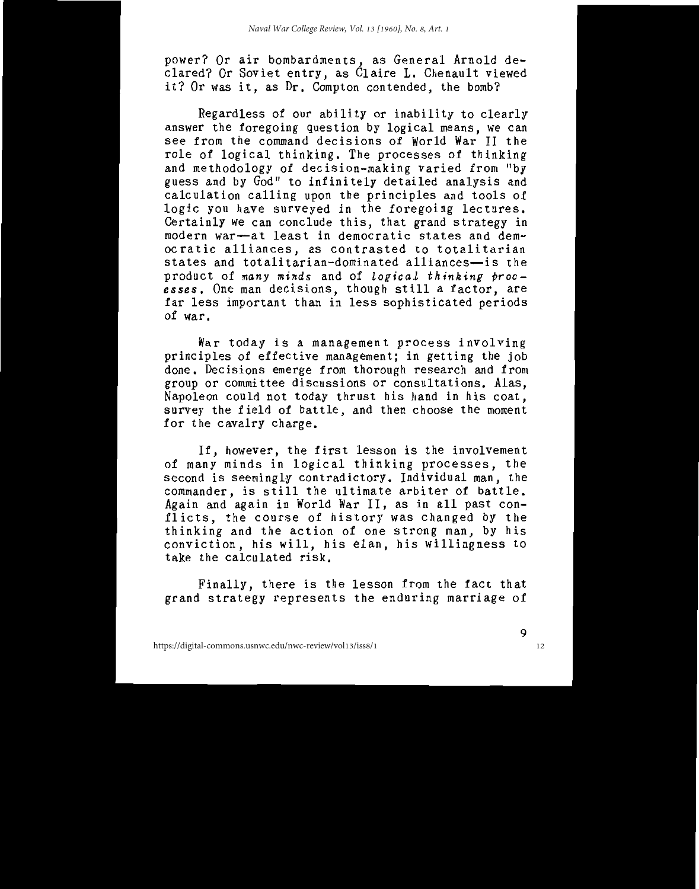power? Or air bombardments, as General Arnold declared? Or Soviet entry, as Claire L. Chenault viewed it? Or was it, as Dr. Compton contended, the bomb?

Regardless of our ability or inability to clearly answer the foregoing question by logical means, we can see from the command decisions of World War II the role of logical thinking. The processes of thinking and methodology of decision-making varied from "by guess and by God" to infinitely detailed analysis and calculation calling upon the principles and tools of logic you have surveyed in the foregoing lectures. Certainly we can conclude this, that grand strategy in modern war—at least in democratic states and democratic alliances, as contrasted to totalitarian states and totalitarian-dominated alliances—is the product of *many minds* and of *logical thinking processes*. One man decisions, though still a factor, are far less important than in less sophisticated periods of war.

War today is a management process involving principles of effective management; in getting the job done. Decisions emerge from thorough research and from group or committee discussions or consultations. Alas, Napoleon could not today thrust his hand in his coat, survey the field of battle, and then choose the moment for the cavalry charge.

If, however, the first lesson is the involvement of many minds in logical thinking processes, the second is seemingly contradictory. Individual man, the commander, is still the ultimate arbiter of battle. Again and again in World War II, as in all past conflicts, the course of history was changed by the thinking and the action of one strong man, by his conviction, his will, his elan, his willingness to take the calculated risk.

Finally, there is the lesson from the fact that grand strategy represents the enduring marriage of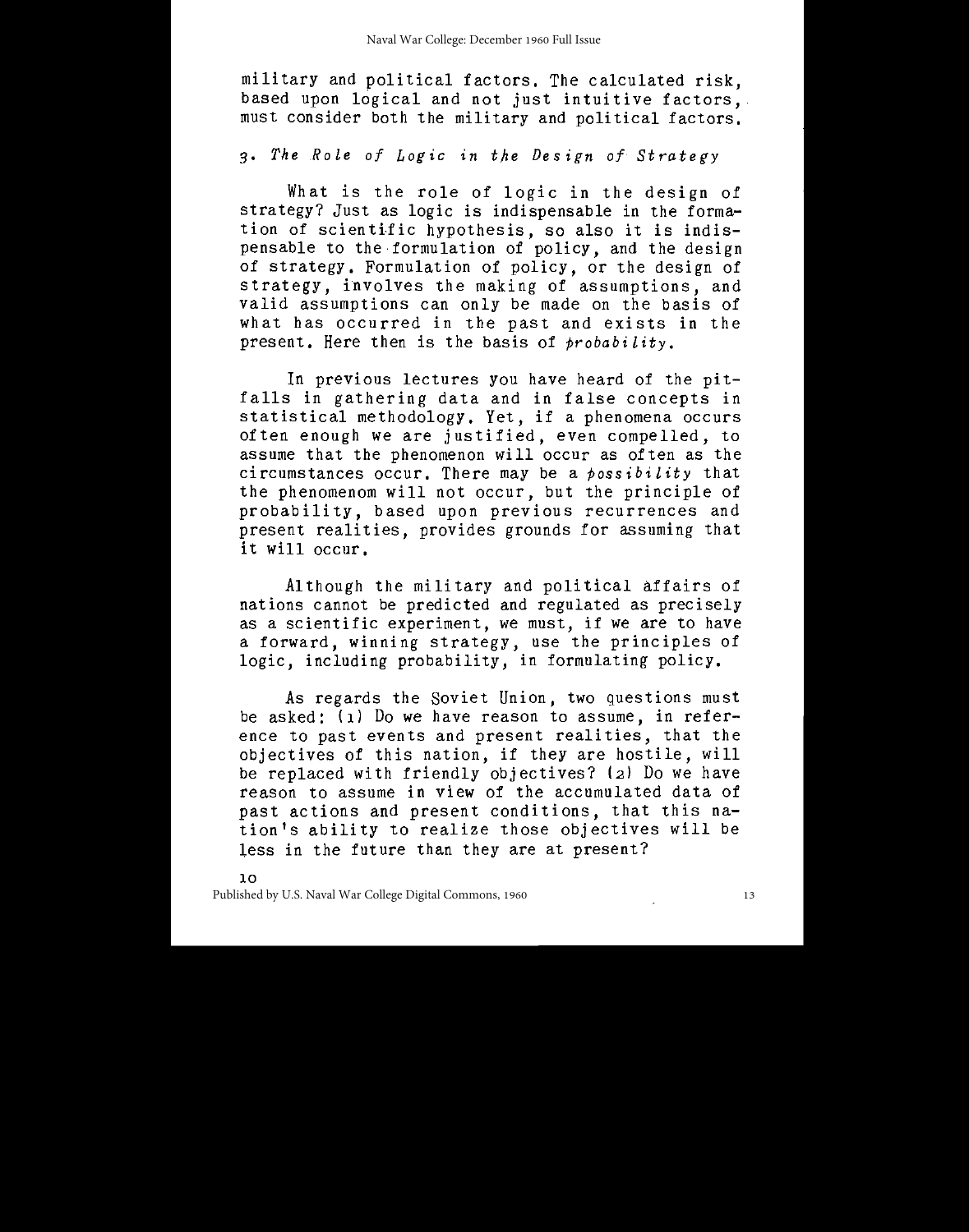military and political factors. The calculated risk, based upon logical and not just intuitive factors, must consider both the military and political factors.

### 3. *The Role of Logic in the Design of Strategy*

What is the role of logic in the design of strategy? Just as logic is indispensable in the formation of scientific hypothesis, so also it is indispensable to the formulation of policy, and the design of strategy. Formulation of policy, or the design of strategy, involves the making of assumptions, and valid assumptions can only be made on the basis of what has occurred in the past and exists in the present. Here then is the basis of *probability*.

In previous lectures you have heard of the pitfalls in gathering data and in false concepts in statistical methodology. Yet, if a phenomena occurs often enough we are justified, even compelled, to assume that the phenomenon will occur as often as the circumstances occur. There may be a *possibility* that the phenomenom will not occur, but the principle of probability, based upon previous recurrences and present realities, provides grounds for assuming that it will occur.

Although the military and political affairs of nations cannot be predicted and regulated as precisely as a scientific experiment, we must, if we are to have a forward, winning strategy, use the principles of logic, including probability, in formulating policy.

As regards the Soviet Union, two questions must be asked: (1) Do we have reason to assume, in reference to past events and present realities, that the objectives of this nation, if they are hostile, will be replaced with friendly objectives? (2) Do we have reason to assume in view of the accumulated data of past actions and present conditions, that this nation's ability to realize those objectives will be less in the future than they are at present?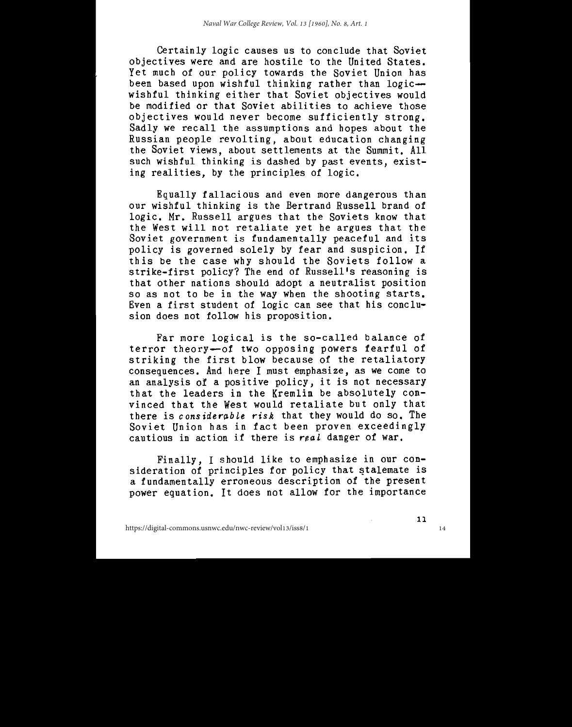Certainly logic causes us to conclude that Soviet objectives were and are hostile to the United States. Yet much of our policy towards the Soviet Union has been based upon wishful thinking rather than logic—wishful thinking either that Soviet objectives would be modified or that Soviet abilities to achieve those objectives would never become sufficiently strong. Sadly we recall the assumptions and hopes about the Russian people revolting, about education changing the Soviet views, about settlements at the Summit. All such wishful thinking is dashed by past events, existing realities, by the principles of logic.

Equally fallacious and even more dangerous than our wishful thinking is the Bertrand Russell brand of logic. Mr. Russell argues that the Soviets know that the West will not retaliate yet he argues that the Soviet government is fundamentally peaceful and its policy is governed solely by fear and suspicion. If this be the case why should the Soviets follow a strike-first policy? The end of Russell's reasoning is that other nations should adopt a neutralist position so as not to be in the way when the shooting starts. Even a first student of logic can see that his conclusion does not follow his proposition.

Far more logical is the so-called balance of terror theory—of two opposing powers fearful of striking the first blow because of the retaliatory consequences. And here I must emphasize, as we come to an analysis of a positive policy, it is not necessary that the leaders in the Kremlin be absolutely convinced that the West would retaliate but only that there is *considerable risk* that they would do so. The Soviet Union has in fact been proven exceedingly cautious in action if there is *real* danger of war.

Finally, I should like to emphasize in our consideration of principles for policy that stalemate is a fundamentally erroneous description of the present power equation. It does not allow for the importance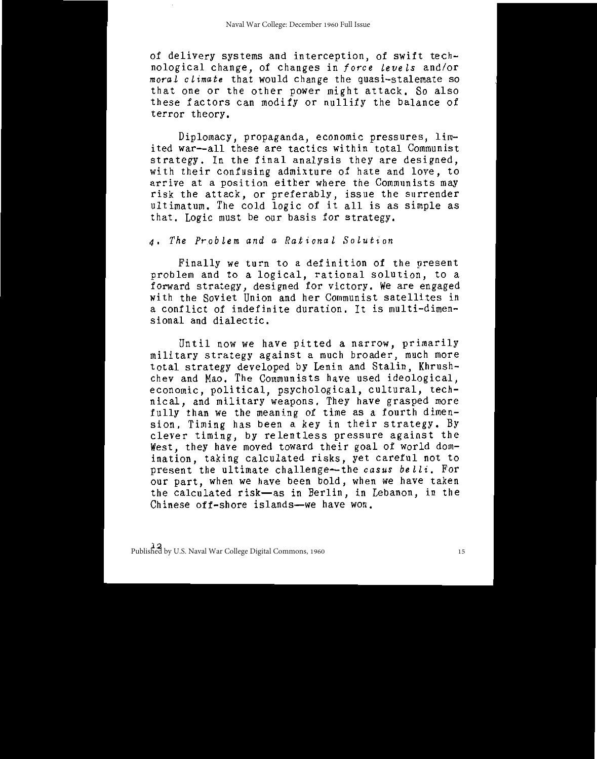of delivery systems and interception, of swift technological change, of changes in *force levels* and/or *moral climate* that would change the quasi-stalemate so that one or the other power might attack. So also these factors can modify or nullify the balance of terror theory.

Diplomacy, propaganda, economic pressures, limited war—all these are tactics within total Communist strategy. In the final analysis they are designed, with their confusing admixture of hate and love, to arrive at a position either where the Communists may risk the attack, or preferably, issue the surrender ultimatum. The cold logic of it all is as simple as that. Logic must be our basis for strategy.

### 4. *The Problem and a Rational Solution*

Finally we turn to a definition of the present problem and to a logical, rational solution, to a forward strategy, designed for victory. We are engaged with the Soviet Union and her Communist satellites in a conflict of indefinite duration. It is multi-dimensional and dialectic.

Until now we have pitted a narrow, primarily military strategy against a much broader, much more total strategy developed by Lenin and Stalin, Khrushchev and Mao. The Communists have used ideological, economic, political, psychological, cultural, technical, and military weapons. They have grasped more fully than we the meaning of time as a fourth dimension. Timing has been a key in their strategy. By clever timing, by relentless pressure against the West, they have moved toward their goal of world domination, taking calculated risks, yet careful not to present the ultimate challenge—the *casus belli*. For our part, when we have been bold, when we have taken the calculated risk—as in Berlin, in Lebanon, in the Chinese off-shore islands—we have won.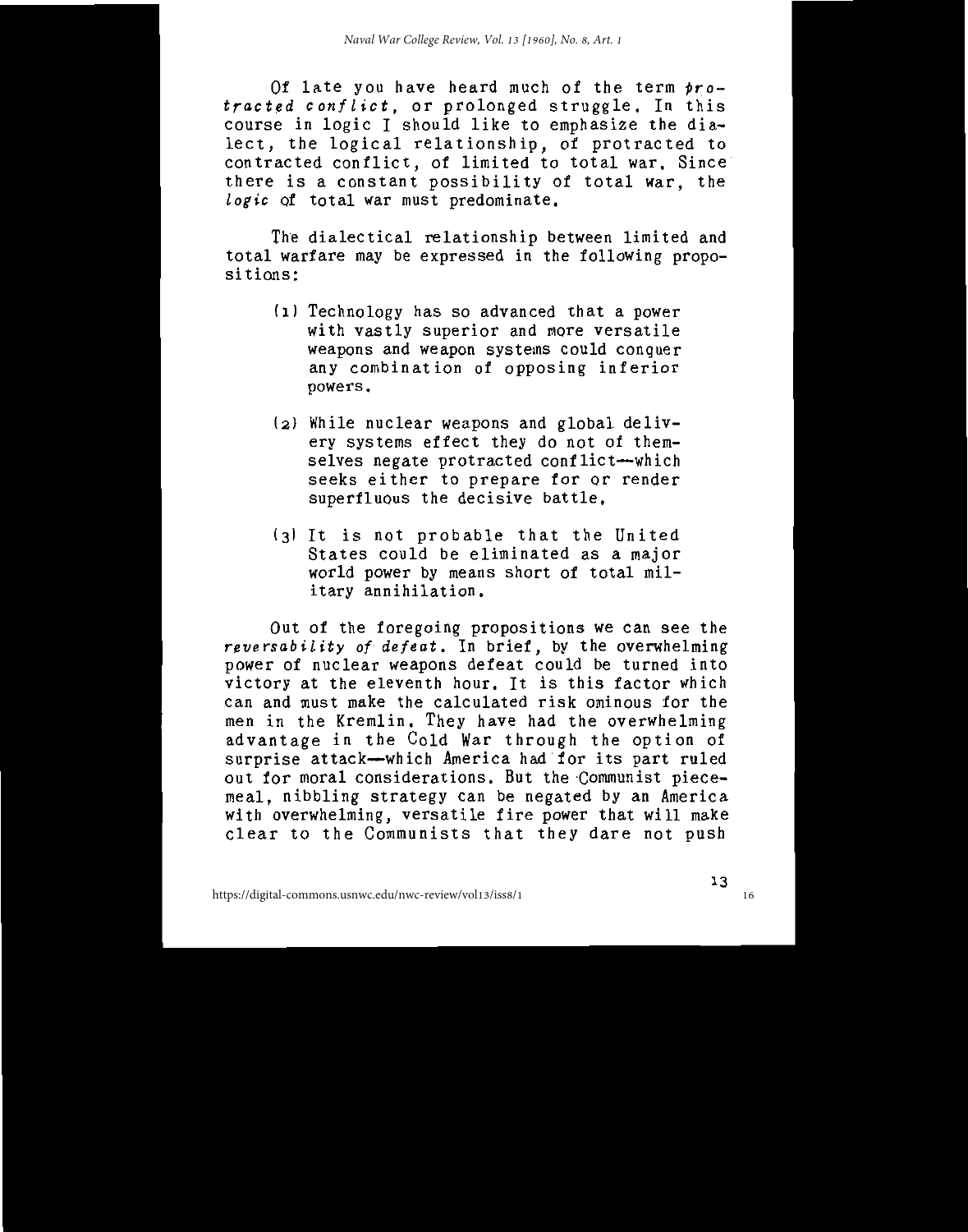Of late you have heard much of the term *protracted conflict*, or prolonged struggle. In this course in logic I should like to emphasize the dialect, the logical relationship, of protracted to contracted conflict, of limited to total war. Since there is a constant possibility of total war, the *logic* of total war must predominate.

The dialectical relationship between limited and total warfare may be expressed in the following propositions:

(1) Technology has so advanced that a power with vastly superior and more versatile weapons and weapon systems could conquer any combination of opposing inferior powers.

(2) While nuclear weapons and global delivery systems effect they do not of themselves negate protracted conflict—which seeks either to prepare for or render superfluous the decisive battle.

(3) It is not probable that the United States could be eliminated as a major world power by means short of total military annihilation.

Out of the foregoing propositions we can see the *reversability of defeat*. In brief, by the overwhelming power of nuclear weapons defeat could be turned into victory at the eleventh hour. It is this factor which can and must make the calculated risk ominous for the men in the Kremlin. They have had the overwhelming advantage in the Cold War through the option of surprise attack—which America had for its part ruled out for moral considerations. But the Communist piecemeal, nibbling strategy can be negated by an America with overwhelming, versatile fire power that will make clear to the Communists that they dare not push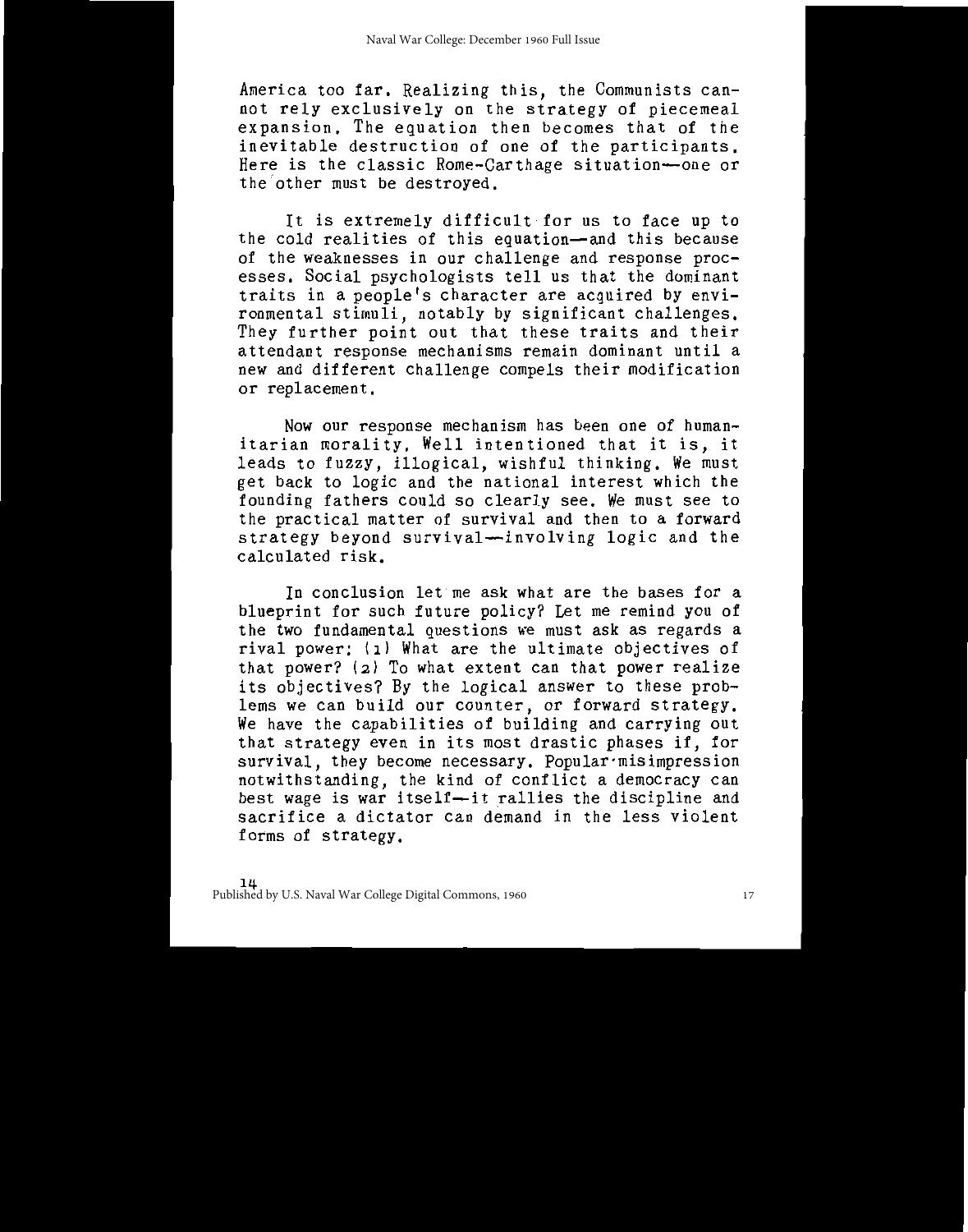America too far. Realizing this, the Communists cannot rely exclusively on the strategy of piecemeal expansion. The equation then becomes that of the inevitable destruction of one of the participants. Here is the classic Rome-Carthage situation—one or the other must be destroyed.

It is extremely difficult for us to face up to the cold realities of this equation—and this because of the weaknesses in our challenge and response processes. Social psychologists tell us that the dominant traits in a people's character are acquired by environmental stimuli, notably by significant challenges. They further point out that these traits and their attendant response mechanisms remain dominant until a new and different challenge compels their modification or replacement.

Now our response mechanism has been one of humanitarian morality. Well intentioned that it is, it leads to fuzzy, illogical, wishful thinking. We must get back to logic and the national interest which the founding fathers could so clearly see. We must see to the practical matter of survival and then to a forward strategy beyond survival—involving logic and the calculated risk.

In conclusion let me ask what are the bases for a blueprint for such future policy? Let me remind you of the two fundamental questions we must ask as regards a rival power: (1) What are the ultimate objectives of that power? (2) To what extent can that power realize its objectives? By the logical answer to these problems we can build our counter, or forward strategy. We have the capabilities of building and carrying out that strategy even in its most drastic phases if, for survival, they become necessary. Popular misimpression notwithstanding, the kind of conflict a democracy can best wage is war itself—it rallies the discipline and sacrifice a dictator can demand in the less violent forms of strategy.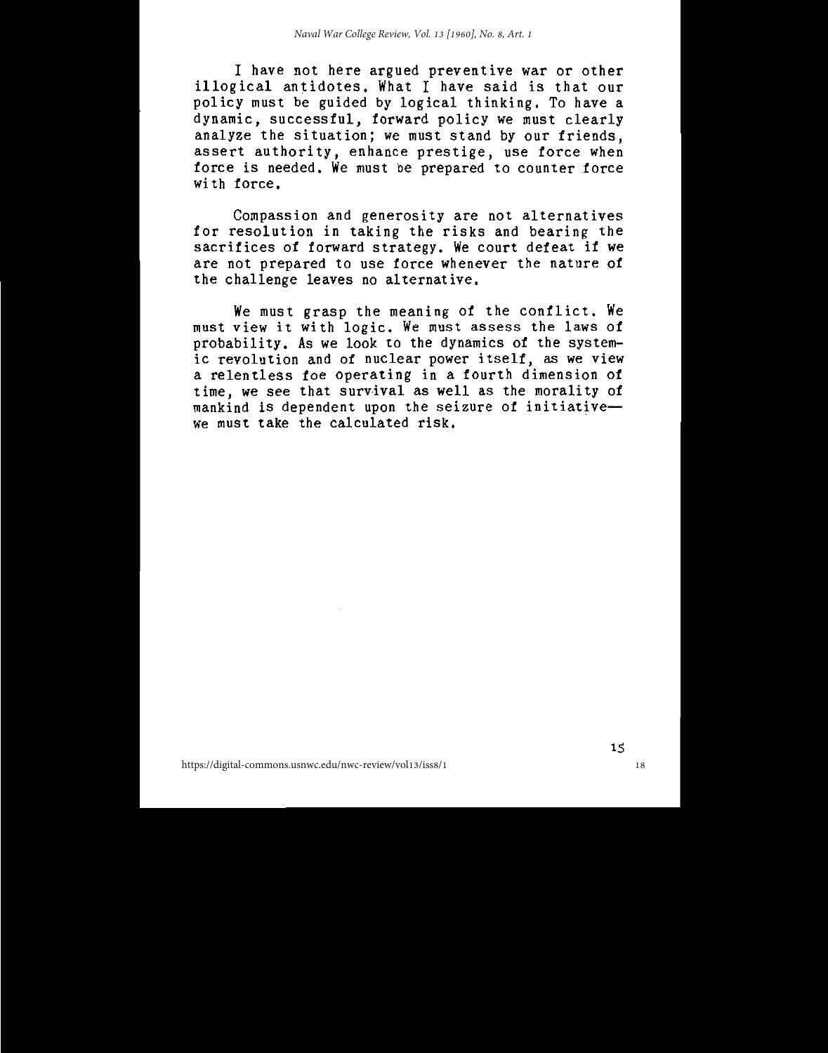I have not here argued preventive war or other illogical antidotes. What I have said is that our policy must be guided by logical thinking. To have a dynamic, successful, forward policy we must clearly analyze the situation; we must stand by our friends, assert authority, enhance prestige, use force when force is needed. We must be prepared to counter force with force.

Compassion and generosity are not alternatives for resolution in taking the risks and bearing the sacrifices of forward strategy. We court defeat if we are not prepared to use force whenever the nature of the challenge leaves no alternative.

We must grasp the meaning of the conflict. We must view it with logic. We must assess the laws of probability. As we look to the dynamics of the systemic revolution and of nuclear power itself, as we view a relentless foe operating in a fourth dimension of time, we see that survival as well as the morality of mankind is dependent upon the seizure of initiative— we must take the calculated risk.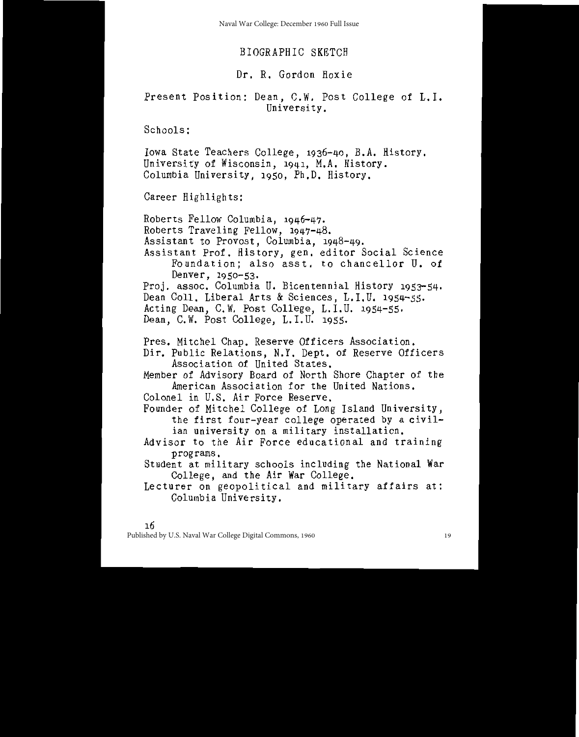# BIOGRAPHIC SKETCH

## Dr. R. Gordon Hoxie

Present Position: Dean, C.W. Post College of L.I. University.

Schools:

Iowa State Teachers College, 1936-40, B.A. History.
University of Wisconsin, 1941, M.A. History.
Columbia University, 1950, Ph.D. History.

Career Highlights:

Roberts Fellow Columbia, 1946-47.
Roberts Traveling Fellow, 1947-48.
Assistant to Provost, Columbia, 1948-49.
Assistant Prof. History, gen. editor Social Science Foundation; also asst. to chancellor U. of Denver, 1950-53.
Proj. assoc. Columbia U. Bicentennial History 1953-54.
Dean Coll. Liberal Arts & Sciences, L.I.U. 1954-55.
Acting Dean, C.W. Post College, L.I.U. 1954-55.
Dean, C.W. Post College, L.I.U. 1955.

Pres. Mitchel Chap. Reserve Officers Association.
Dir. Public Relations, N.Y. Dept. of Reserve Officers Association of United States.
Member of Advisory Board of North Shore Chapter of the American Association for the United Nations.
Colonel in U.S. Air Force Reserve.
Founder of Mitchel College of Long Island University, the first four-year college operated by a civilian university on a military installation.
Advisor to the Air Force educational and training programs.
Student at military schools including the National War College, and the Air War College.
Lecturer on geopolitical and military affairs at: Columbia University.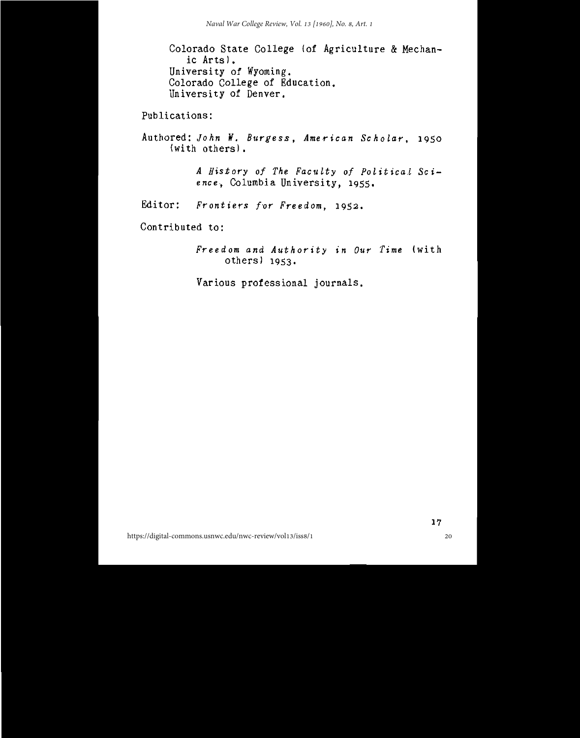Colorado State College (of Agriculture & Mechanic Arts).
University of Wyoming.
Colorado College of Education.
University of Denver.

Publications:

Authored: *John W. Burgess, American Scholar*, 1950 (with others).

*A History of The Faculty of Political Science*, Columbia University, 1955.

Editor: *Frontiers for Freedom*, 1952.

Contributed to:

*Freedom and Authority in Our Time* (with others) 1953.

Various professional journals.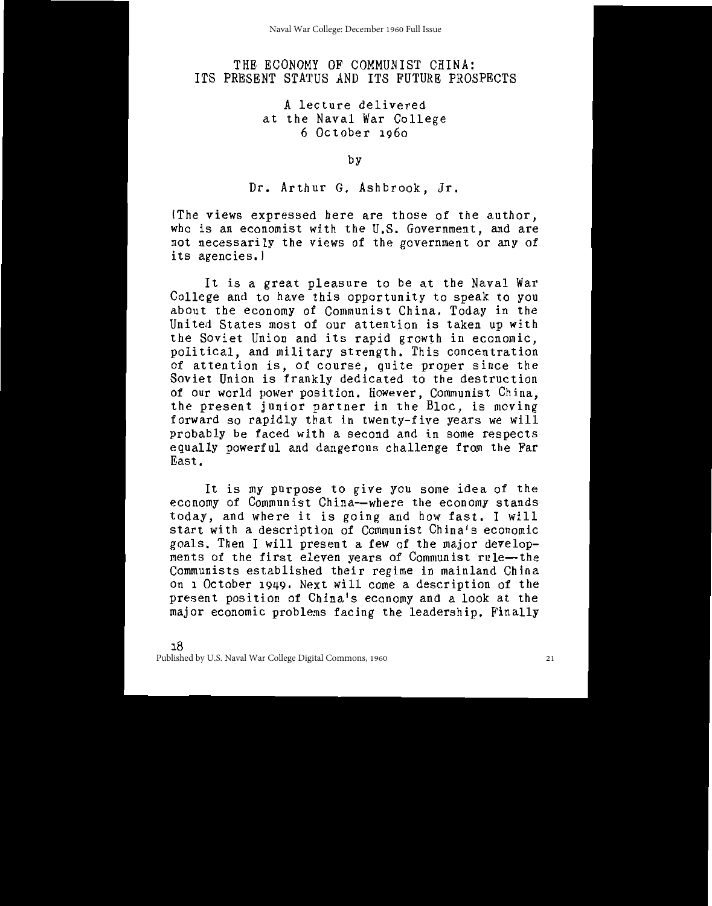# THE ECONOMY OF COMMUNIST CHINA: ITS PRESENT STATUS AND ITS FUTURE PROSPECTS

A lecture delivered
at the Naval War College
6 October 1960

by

Dr. Arthur G. Ashbrook, Jr.

(The views expressed here are those of the author, who is an economist with the U.S. Government, and are not necessarily the views of the government or any of its agencies.)

It is a great pleasure to be at the Naval War College and to have this opportunity to speak to you about the economy of Communist China. Today in the United States most of our attention is taken up with the Soviet Union and its rapid growth in economic, political, and military strength. This concentration of attention is, of course, quite proper since the Soviet Union is frankly dedicated to the destruction of our world power position. However, Communist China, the present junior partner in the Bloc, is moving forward so rapidly that in twenty-five years we will probably be faced with a second and in some respects equally powerful and dangerous challenge from the Far East.

It is my purpose to give you some idea of the economy of Communist China—where the economy stands today, and where it is going and how fast. I will start with a description of Communist China's economic goals. Then I will present a few of the major developments of the first eleven years of Communist rule—the Communists established their regime in mainland China on 1 October 1949. Next will come a description of the present position of China's economy and a look at the major economic problems facing the leadership. Finally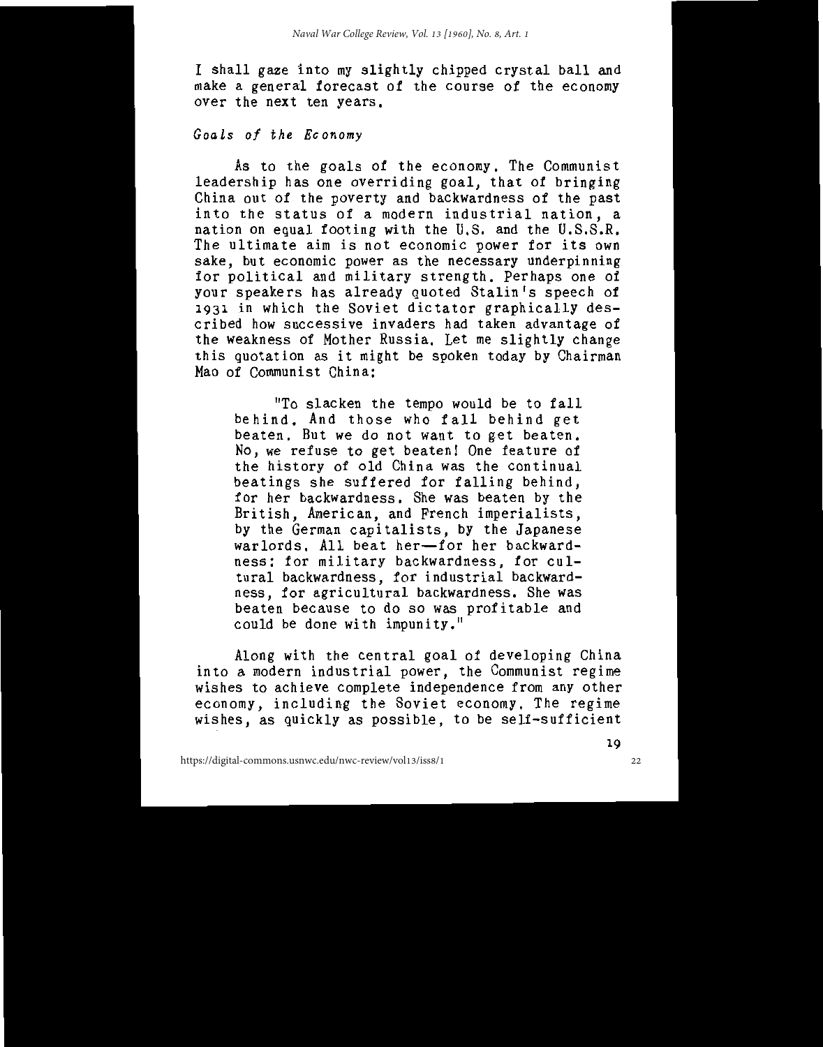I shall gaze into my slightly chipped crystal ball and make a general forecast of the course of the economy over the next ten years.

### *Goals of the Economy*

As to the goals of the economy. The Communist leadership has one overriding goal, that of bringing China out of the poverty and backwardness of the past into the status of a modern industrial nation, a nation on equal footing with the U.S. and the U.S.S.R. The ultimate aim is not economic power for its own sake, but economic power as the necessary underpinning for political and military strength. Perhaps one of your speakers has already quoted Stalin's speech of 1931 in which the Soviet dictator graphically described how successive invaders had taken advantage of the weakness of Mother Russia. Let me slightly change this quotation as it might be spoken today by Chairman Mao of Communist China:

> "To slacken the tempo would be to fall behind. And those who fall behind get beaten. But we do not want to get beaten. No, we refuse to get beaten! One feature of the history of old China was the continual beatings she suffered for falling behind, for her backwardness. She was beaten by the British, American, and French imperialists, by the German capitalists, by the Japanese warlords. All beat her—for her backwardness: for military backwardness, for cultural backwardness, for industrial backwardness, for agricultural backwardness. She was beaten because to do so was profitable and could be done with impunity."

Along with the central goal of developing China into a modern industrial power, the Communist regime wishes to achieve complete independence from any other economy, including the Soviet economy. The regime wishes, as quickly as possible, to be self-sufficient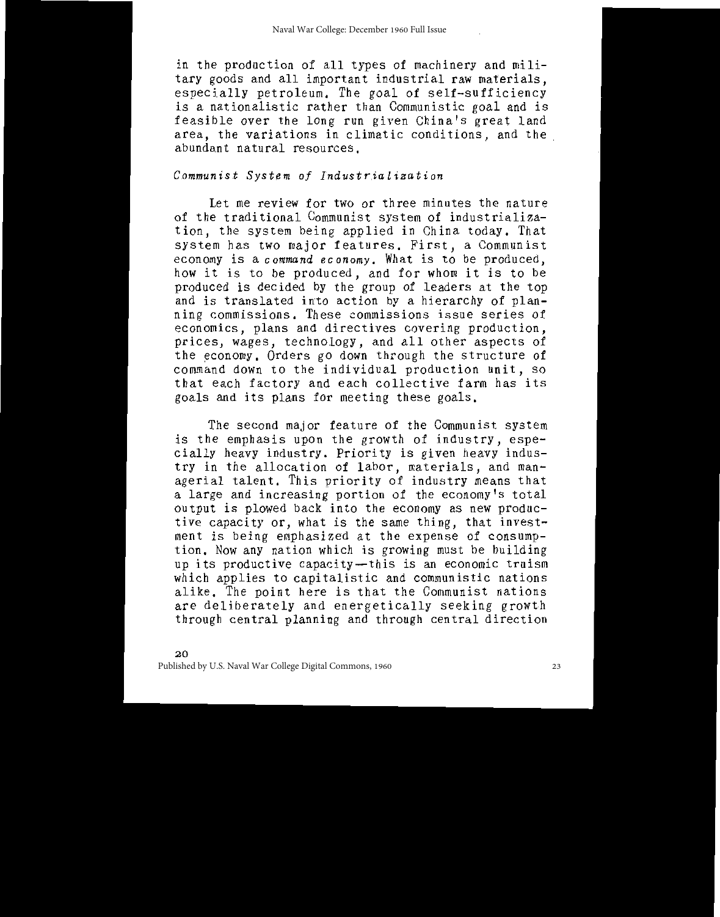in the production of all types of machinery and military goods and all important industrial raw materials, especially petroleum. The goal of self-sufficiency is a nationalistic rather than Communistic goal and is feasible over the long run given China's great land area, the variations in climatic conditions, and the abundant natural resources.

### *Communist System of Industrialization*

Let me review for two or three minutes the nature of the traditional Communist system of industrialization, the system being applied in China today. That system has two major features. First, a Communist economy is a *command economy*. What is to be produced, how it is to be produced, and for whom it is to be produced is decided by the group of leaders at the top and is translated into action by a hierarchy of planning commissions. These commissions issue series of economics, plans and directives covering production, prices, wages, technology, and all other aspects of the economy. Orders go down through the structure of command down to the individual production unit, so that each factory and each collective farm has its goals and its plans for meeting these goals.

The second major feature of the Communist system is the emphasis upon the growth of industry, especially heavy industry. Priority is given heavy industry in the allocation of labor, materials, and managerial talent. This priority of industry means that a large and increasing portion of the economy's total output is plowed back into the economy as new productive capacity or, what is the same thing, that investment is being emphasized at the expense of consumption. Now any nation which is growing must be building up its productive capacity—this is an economic truism which applies to capitalistic and communistic nations alike. The point here is that the Communist nations are deliberately and energetically seeking growth through central planning and through central direction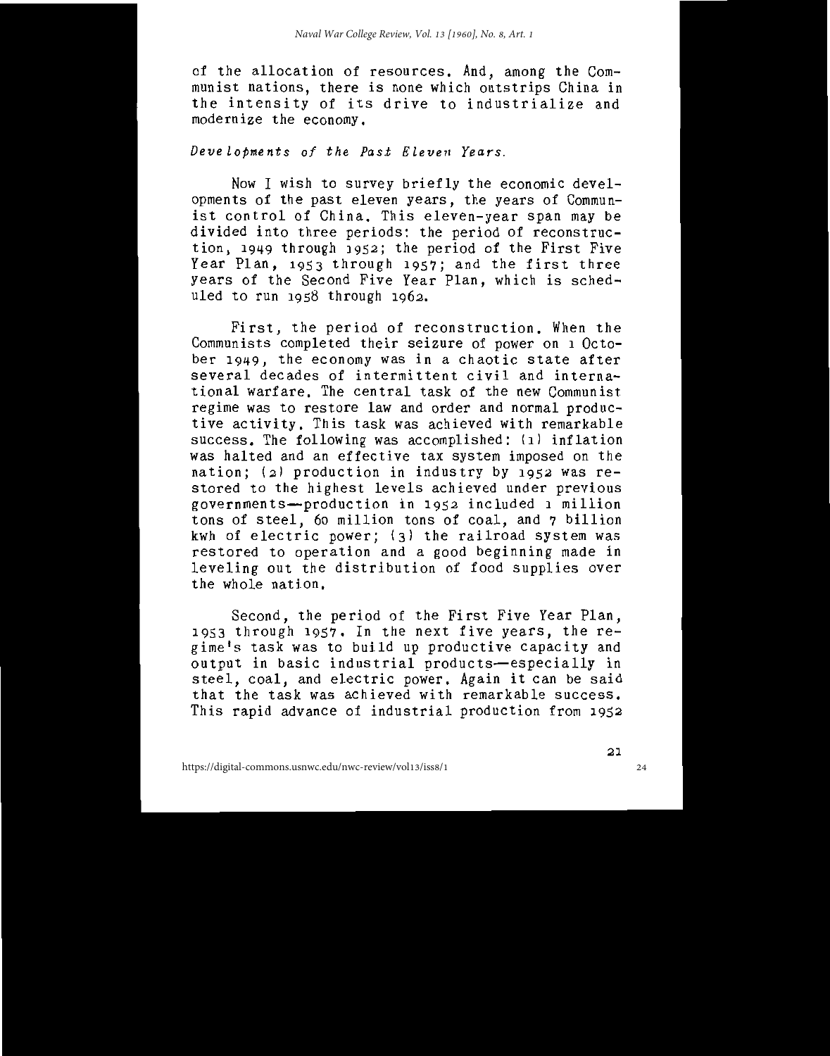of the allocation of resources. And, among the Communist nations, there is none which outstrips China in the intensity of its drive to industrialize and modernize the economy.

*Developments of the Past Eleven Years.*

Now I wish to survey briefly the economic developments of the past eleven years, the years of Communist control of China. This eleven-year span may be divided into three periods: the period of reconstruction, 1949 through 1952; the period of the First Five Year Plan, 1953 through 1957; and the first three years of the Second Five Year Plan, which is scheduled to run 1958 through 1962.

First, the period of reconstruction. When the Communists completed their seizure of power on 1 October 1949, the economy was in a chaotic state after several decades of intermittent civil and international warfare. The central task of the new Communist regime was to restore law and order and normal productive activity. This task was achieved with remarkable success. The following was accomplished: (1) inflation was halted and an effective tax system imposed on the nation; (2) production in industry by 1952 was restored to the highest levels achieved under previous governments—production in 1952 included 1 million tons of steel, 60 million tons of coal, and 7 billion kwh of electric power; (3) the railroad system was restored to operation and a good beginning made in leveling out the distribution of food supplies over the whole nation.

Second, the period of the First Five Year Plan, 1953 through 1957. In the next five years, the regime's task was to build up productive capacity and output in basic industrial products—especially in steel, coal, and electric power. Again it can be said that the task was achieved with remarkable success. This rapid advance of industrial production from 1952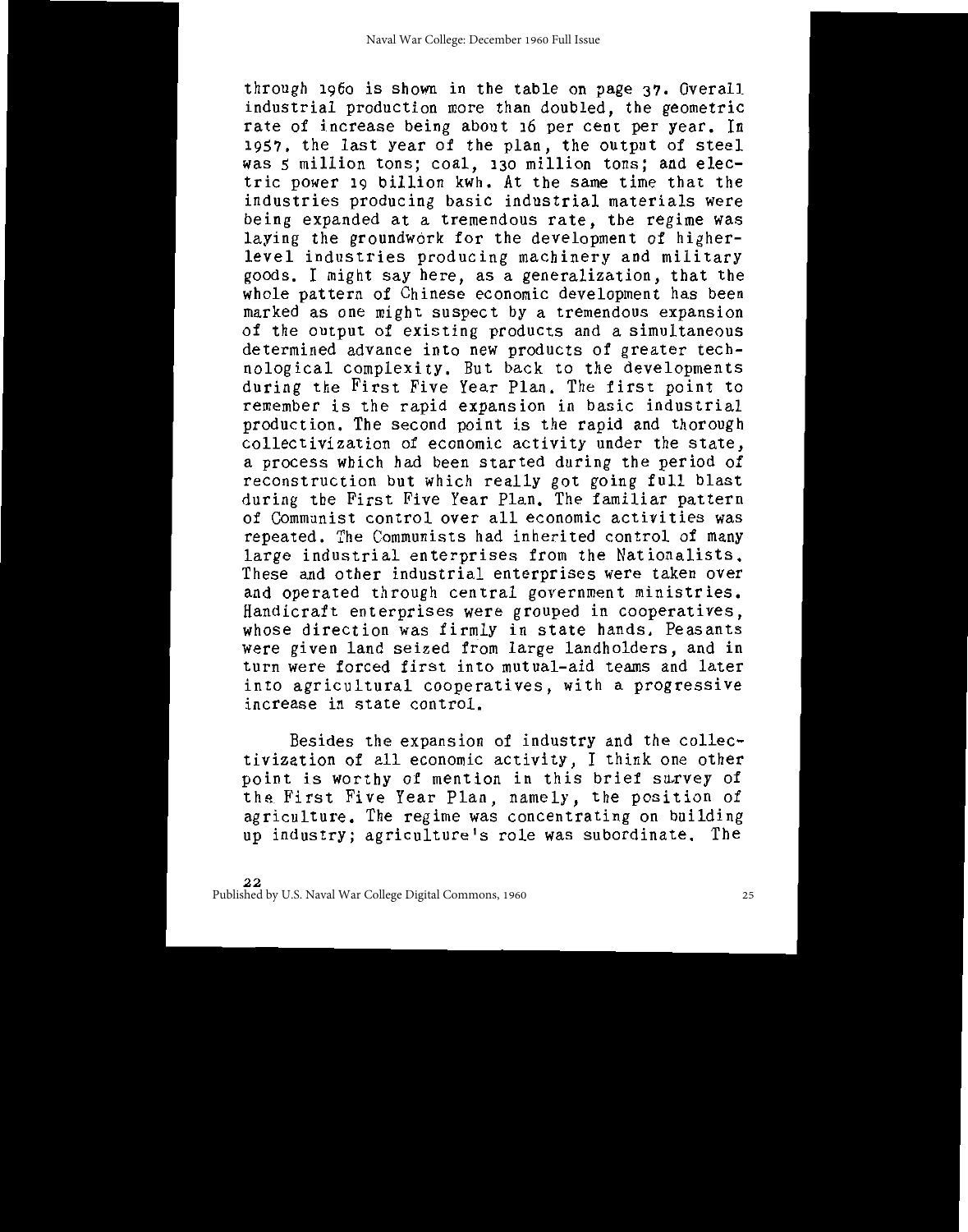through 1960 is shown in the table on page 37. Overall industrial production more than doubled, the geometric rate of increase being about 16 per cent per year. In 1957, the last year of the plan, the output of steel was 5 million tons; coal, 130 million tons; and electric power 19 billion kwh. At the same time that the industries producing basic industrial materials were being expanded at a tremendous rate, the regime was laying the groundwork for the development of higher-level industries producing machinery and military goods. I might say here, as a generalization, that the whole pattern of Chinese economic development has been marked as one might suspect by a tremendous expansion of the output of existing products and a simultaneous determined advance into new products of greater technological complexity. But back to the developments during the First Five Year Plan. The first point to remember is the rapid expansion in basic industrial production. The second point is the rapid and thorough collectivization of economic activity under the state, a process which had been started during the period of reconstruction but which really got going full blast during the First Five Year Plan. The familiar pattern of Communist control over all economic activities was repeated. The Communists had inherited control of many large industrial enterprises from the Nationalists. These and other industrial enterprises were taken over and operated through central government ministries. Handicraft enterprises were grouped in cooperatives, whose direction was firmly in state hands. Peasants were given land seized from large landholders, and in turn were forced first into mutual-aid teams and later into agricultural cooperatives, with a progressive increase in state control.

Besides the expansion of industry and the collectivization of all economic activity, I think one other point is worthy of mention in this brief survey of the First Five Year Plan, namely, the position of agriculture. The regime was concentrating on building up industry; agriculture's role was subordinate. The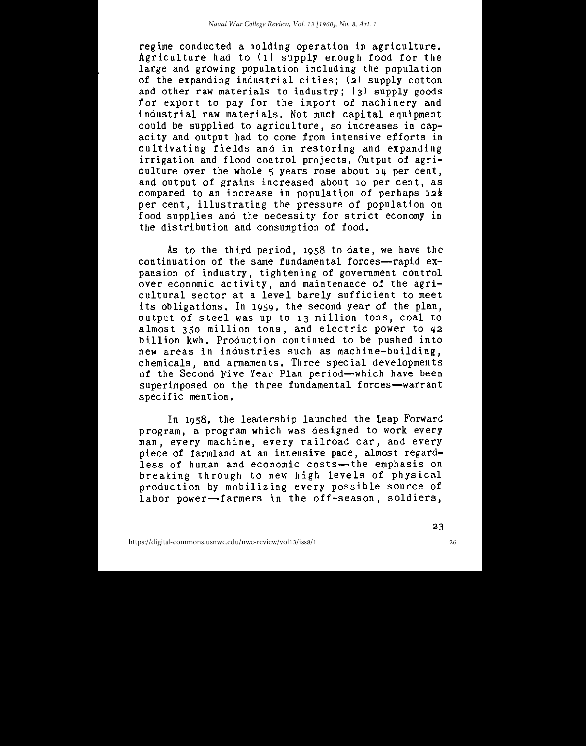regime conducted a holding operation in agriculture. Agriculture had to (1) supply enough food for the large and growing population including the population of the expanding industrial cities; (2) supply cotton and other raw materials to industry; (3) supply goods for export to pay for the import of machinery and industrial raw materials. Not much capital equipment could be supplied to agriculture, so increases in capacity and output had to come from intensive efforts in cultivating fields and in restoring and expanding irrigation and flood control projects. Output of agriculture over the whole 5 years rose about 14 per cent, and output of grains increased about 10 per cent, as compared to an increase in population of perhaps 12½ per cent, illustrating the pressure of population on food supplies and the necessity for strict economy in the distribution and consumption of food.

As to the third period, 1958 to date, we have the continuation of the same fundamental forces—rapid expansion of industry, tightening of government control over economic activity, and maintenance of the agricultural sector at a level barely sufficient to meet its obligations. In 1959, the second year of the plan, output of steel was up to 13 million tons, coal to almost 350 million tons, and electric power to 42 billion kwh. Production continued to be pushed into new areas in industries such as machine-building, chemicals, and armaments. Three special developments of the Second Five Year Plan period—which have been superimposed on the three fundamental forces—warrant specific mention.

In 1958, the leadership launched the Leap Forward program, a program which was designed to work every man, every machine, every railroad car, and every piece of farmland at an intensive pace, almost regardless of human and economic costs—the emphasis on breaking through to new high levels of physical production by mobilizing every possible source of labor power—farmers in the off-season, soldiers,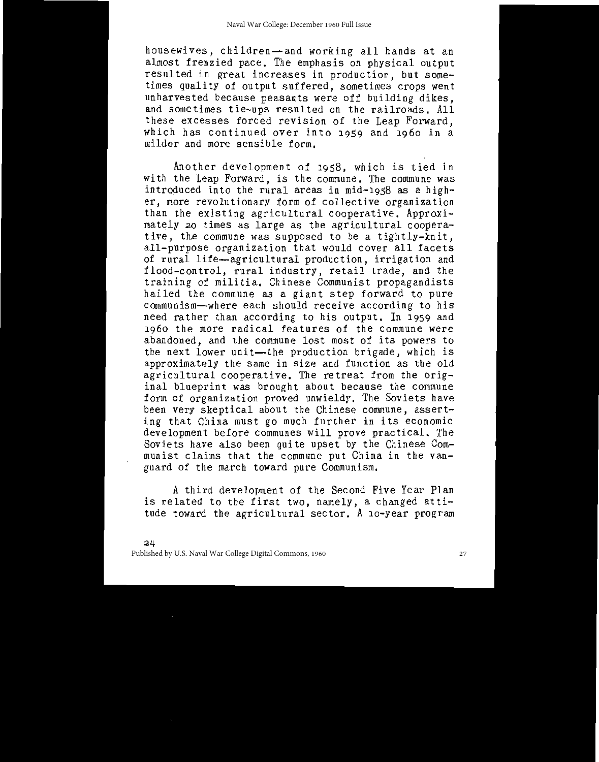housewives, children—and working all hands at an almost frenzied pace. The emphasis on physical output resulted in great increases in production, but sometimes quality of output suffered, sometimes crops went unharvested because peasants were off building dikes, and sometimes tie-ups resulted on the railroads. All these excesses forced revision of the Leap Forward, which has continued over into 1959 and 1960 in a milder and more sensible form.

Another development of 1958, which is tied in with the Leap Forward, is the commune. The commune was introduced into the rural areas in mid-1958 as a higher, more revolutionary form of collective organization than the existing agricultural cooperative. Approximately 20 times as large as the agricultural cooperative, the commune was supposed to be a tightly-knit, all-purpose organization that would cover all facets of rural life—agricultural production, irrigation and flood-control, rural industry, retail trade, and the training of militia. Chinese Communist propagandists hailed the commune as a giant step forward to pure communism—where each should receive according to his need rather than according to his output. In 1959 and 1960 the more radical features of the commune were abandoned, and the commune lost most of its powers to the next lower unit—the production brigade, which is approximately the same in size and function as the old agricultural cooperative. The retreat from the original blueprint was brought about because the commune form of organization proved unwieldy. The Soviets have been very skeptical about the Chinese commune, asserting that China must go much further in its economic development before communes will prove practical. The Soviets have also been quite upset by the Chinese Communist claims that the commune put China in the vanguard of the march toward pure Communism.

A third development of the Second Five Year Plan is related to the first two, namely, a changed attitude toward the agricultural sector. A 10-year program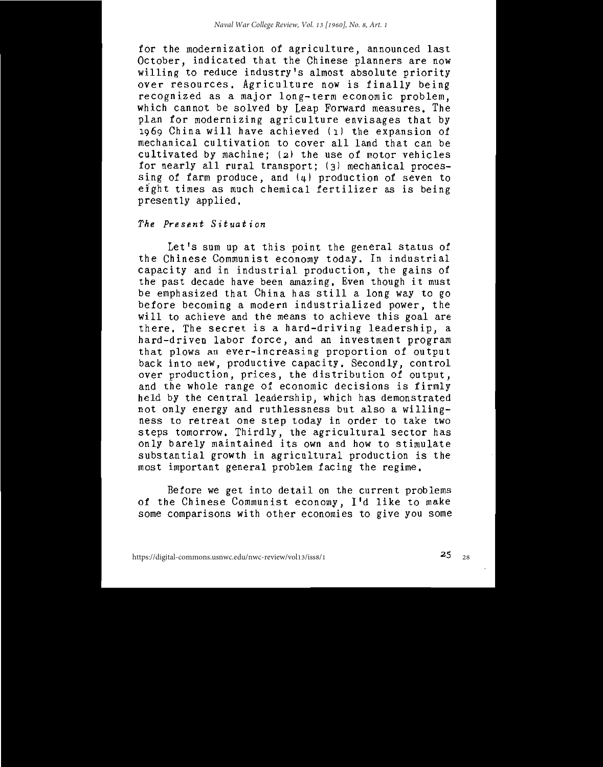for the modernization of agriculture, announced last October, indicated that the Chinese planners are now willing to reduce industry's almost absolute priority over resources. Agriculture now is finally being recognized as a major long-term economic problem, which cannot be solved by Leap Forward measures. The plan for modernizing agriculture envisages that by 1969 China will have achieved (1) the expansion of mechanical cultivation to cover all land that can be cultivated by machine; (2) the use of motor vehicles for nearly all rural transport; (3) mechanical processing of farm produce, and (4) production of seven to eight times as much chemical fertilizer as is being presently applied.

### *The Present Situation*

Let's sum up at this point the general status of the Chinese Communist economy today. In industrial capacity and in industrial production, the gains of the past decade have been amazing. Even though it must be emphasized that China has still a long way to go before becoming a modern industrialized power, the will to achieve and the means to achieve this goal are there. The secret is a hard-driving leadership, a hard-driven labor force, and an investment program that plows an ever-increasing proportion of output back into new, productive capacity. Secondly, control over production, prices, the distribution of output, and the whole range of economic decisions is firmly held by the central leadership, which has demonstrated not only energy and ruthlessness but also a willingness to retreat one step today in order to take two steps tomorrow. Thirdly, the agricultural sector has only barely maintained its own and how to stimulate substantial growth in agricultural production is the most important general problem facing the regime.

Before we get into detail on the current problems of the Chinese Communist economy, I'd like to make some comparisons with other economies to give you some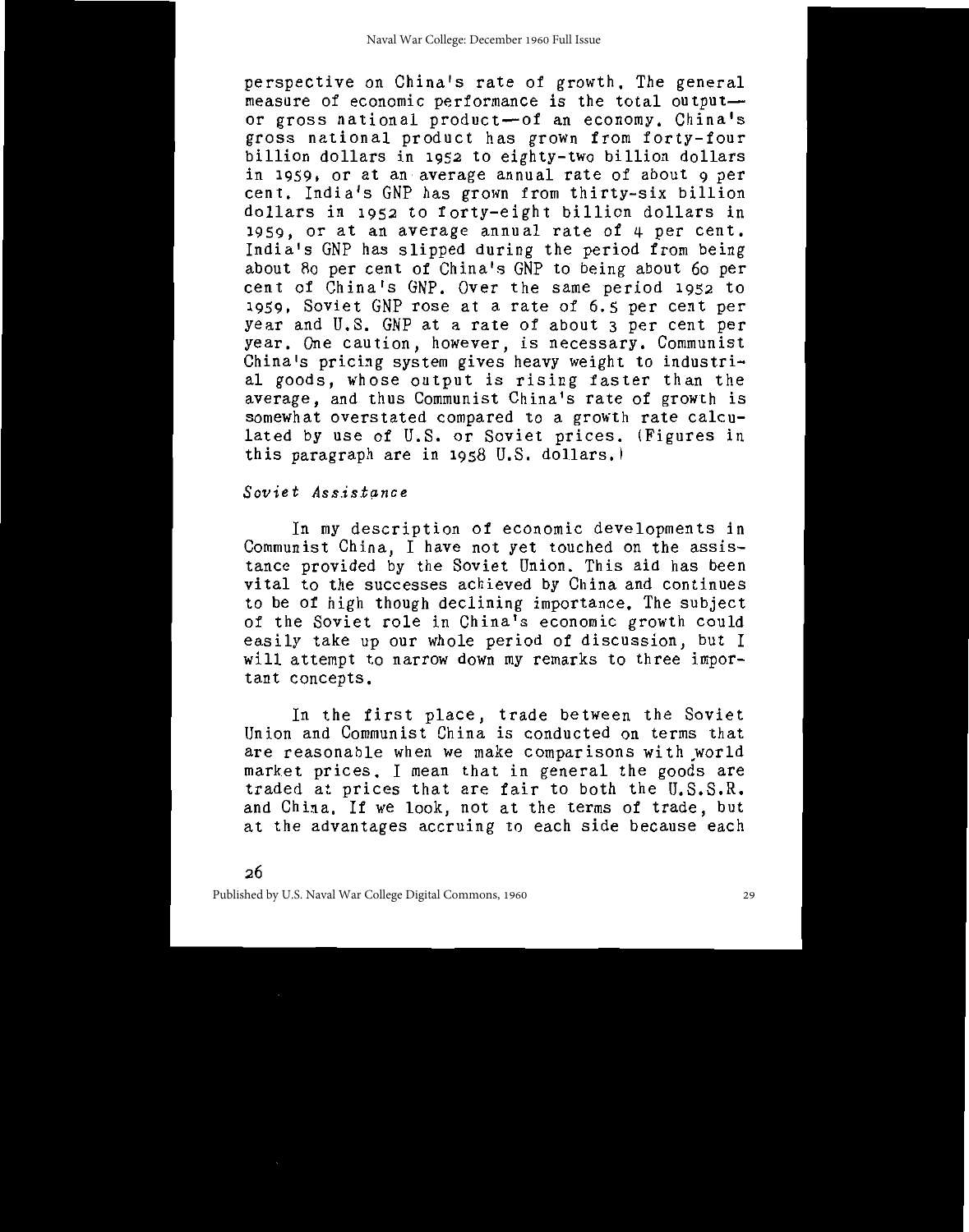perspective on China's rate of growth. The general measure of economic performance is the total output—or gross national product—of an economy. China's gross national product has grown from forty-four billion dollars in 1952 to eighty-two billion dollars in 1959, or at an average annual rate of about 9 per cent. India's GNP has grown from thirty-six billion dollars in 1952 to forty-eight billion dollars in 1959, or at an average annual rate of 4 per cent. India's GNP has slipped during the period from being about 80 per cent of China's GNP to being about 60 per cent of China's GNP. Over the same period 1952 to 1959, Soviet GNP rose at a rate of 6.5 per cent per year and U.S. GNP at a rate of about 3 per cent per year. One caution, however, is necessary. Communist China's pricing system gives heavy weight to industrial goods, whose output is rising faster than the average, and thus Communist China's rate of growth is somewhat overstated compared to a growth rate calculated by use of U.S. or Soviet prices. (Figures in this paragraph are in 1958 U.S. dollars.)

### *Soviet Assistance*

In my description of economic developments in Communist China, I have not yet touched on the assistance provided by the Soviet Union. This aid has been vital to the successes achieved by China and continues to be of high though declining importance. The subject of the Soviet role in China's economic growth could easily take up our whole period of discussion, but I will attempt to narrow down my remarks to three important concepts.

In the first place, trade between the Soviet Union and Communist China is conducted on terms that are reasonable when we make comparisons with world market prices. I mean that in general the goods are traded at prices that are fair to both the U.S.S.R. and China. If we look, not at the terms of trade, but at the advantages accruing to each side because each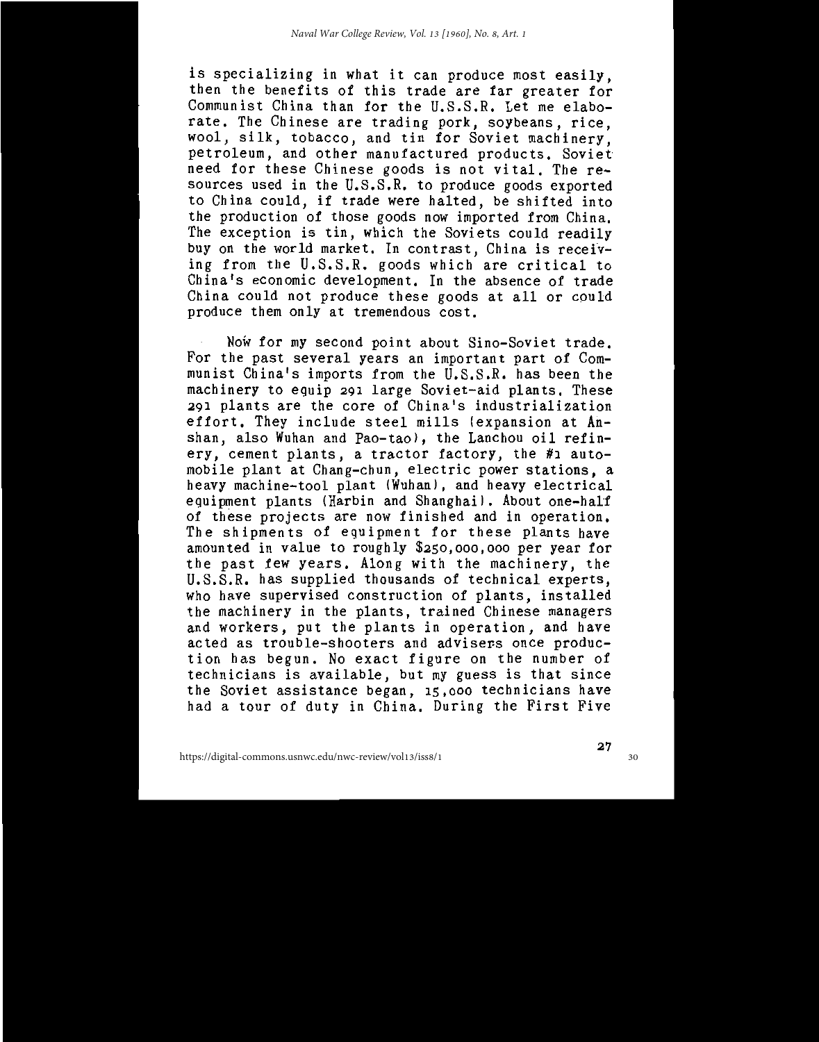is specializing in what it can produce most easily, then the benefits of this trade are far greater for Communist China than for the U.S.S.R. Let me elaborate. The Chinese are trading pork, soybeans, rice, wool, silk, tobacco, and tin for Soviet machinery, petroleum, and other manufactured products. Soviet need for these Chinese goods is not vital. The resources used in the U.S.S.R. to produce goods exported to China could, if trade were halted, be shifted into the production of those goods now imported from China. The exception is tin, which the Soviets could readily buy on the world market. In contrast, China is receiving from the U.S.S.R. goods which are critical to China's economic development. In the absence of trade China could not produce these goods at all or could produce them only at tremendous cost.

Now for my second point about Sino-Soviet trade. For the past several years an important part of Communist China's imports from the U.S.S.R. has been the machinery to equip 291 large Soviet-aid plants. These 291 plants are the core of China's industrialization effort. They include steel mills (expansion at Anshan, also Wuhan and Pao-tao), the Lanchou oil refinery, cement plants, a tractor factory, the #1 automobile plant at Chang-chun, electric power stations, a heavy machine-tool plant (Wuhan), and heavy electrical equipment plants (Harbin and Shanghai). About one-half of these projects are now finished and in operation. The shipments of equipment for these plants have amounted in value to roughly $250,000,000 per year for the past few years. Along with the machinery, the U.S.S.R. has supplied thousands of technical experts, who have supervised construction of plants, installed the machinery in the plants, trained Chinese managers and workers, put the plants in operation, and have acted as trouble-shooters and advisers once production has begun. No exact figure on the number of technicians is available, but my guess is that since the Soviet assistance began, 15,000 technicians have had a tour of duty in China. During the First Five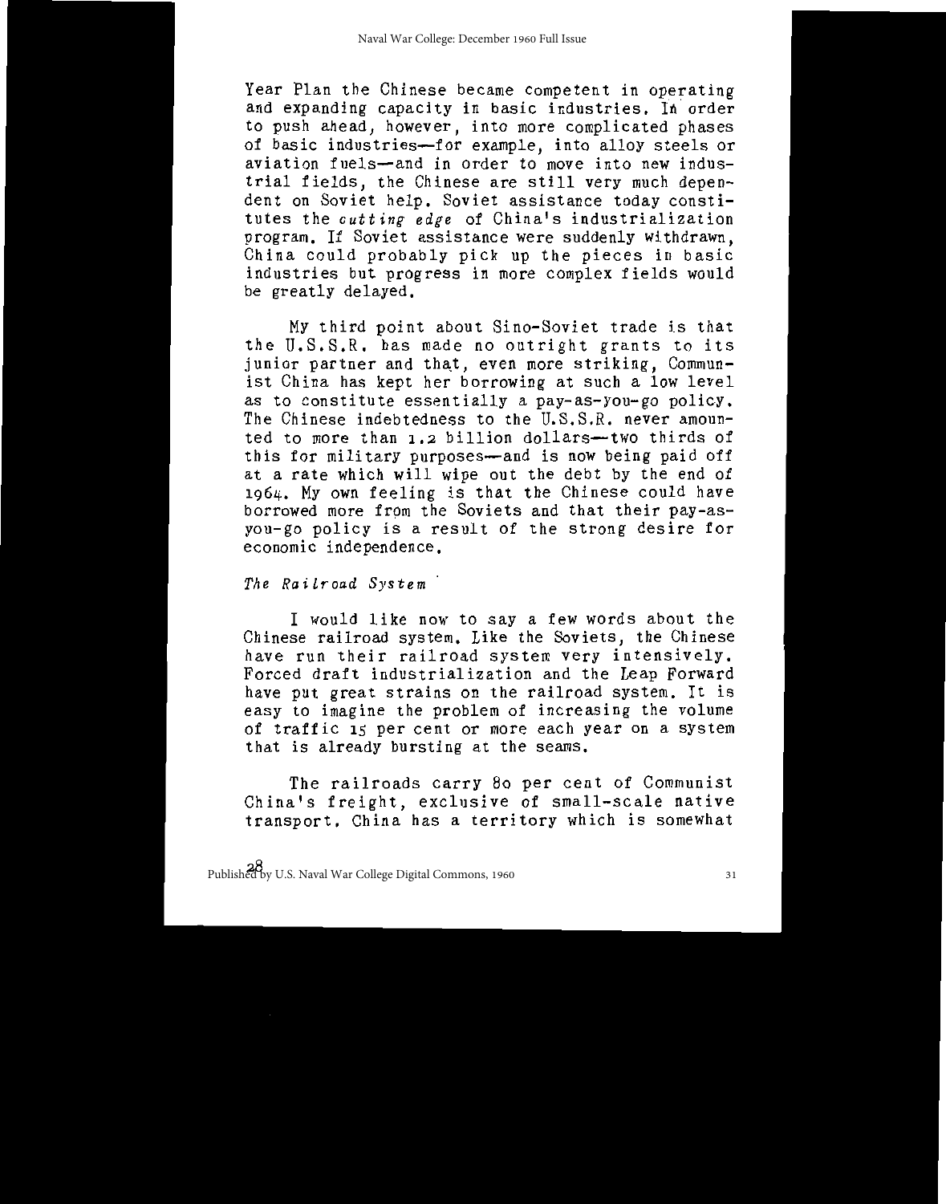Year Plan the Chinese became competent in operating and expanding capacity in basic industries. In order to push ahead, however, into more complicated phases of basic industries—for example, into alloy steels or aviation fuels—and in order to move into new industrial fields, the Chinese are still very much dependent on Soviet help. Soviet assistance today constitutes the *cutting edge* of China's industrialization program. If Soviet assistance were suddenly withdrawn, China could probably pick up the pieces in basic industries but progress in more complex fields would be greatly delayed.

My third point about Sino-Soviet trade is that the U.S.S.R. has made no outright grants to its junior partner and that, even more striking, Communist China has kept her borrowing at such a low level as to constitute essentially a pay-as-you-go policy. The Chinese indebtedness to the U.S.S.R. never amounted to more than 1.2 billion dollars—two thirds of this for military purposes—and is now being paid off at a rate which will wipe out the debt by the end of 1964. My own feeling is that the Chinese could have borrowed more from the Soviets and that their pay-as-you-go policy is a result of the strong desire for economic independence.

*The Railroad System*

I would like now to say a few words about the Chinese railroad system. Like the Soviets, the Chinese have run their railroad system very intensively. Forced draft industrialization and the Leap Forward have put great strains on the railroad system. It is easy to imagine the problem of increasing the volume of traffic 15 per cent or more each year on a system that is already bursting at the seams.

The railroads carry 80 per cent of Communist China's freight, exclusive of small-scale native transport. China has a territory which is somewhat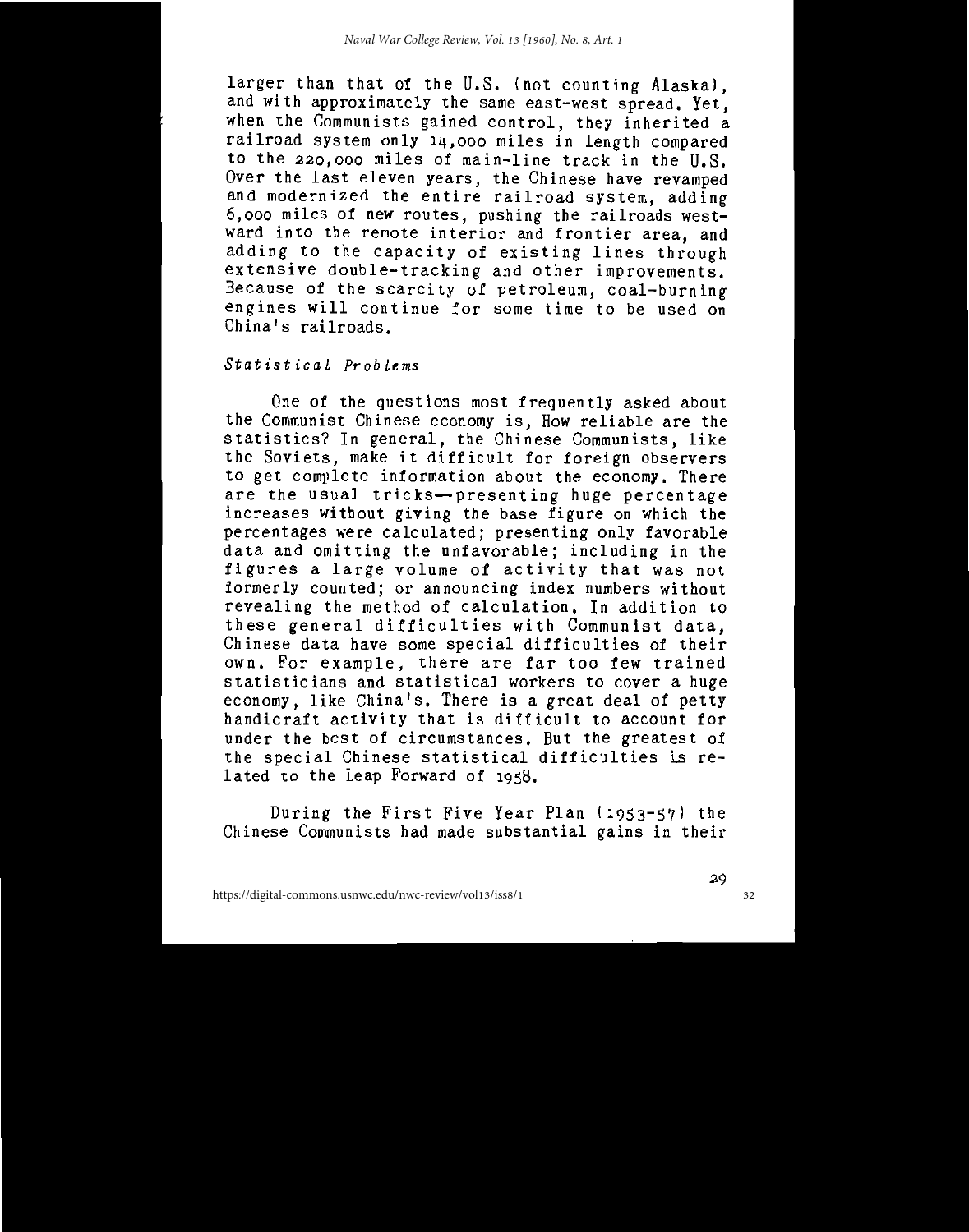larger than that of the U.S. (not counting Alaska), and with approximately the same east-west spread. Yet, when the Communists gained control, they inherited a railroad system only 14,000 miles in length compared to the 220,000 miles of main-line track in the U.S. Over the last eleven years, the Chinese have revamped and modernized the entire railroad system, adding 6,000 miles of new routes, pushing the railroads westward into the remote interior and frontier area, and adding to the capacity of existing lines through extensive double-tracking and other improvements. Because of the scarcity of petroleum, coal-burning engines will continue for some time to be used on China's railroads.

*Statistical Problems*

One of the questions most frequently asked about the Communist Chinese economy is, How reliable are the statistics? In general, the Chinese Communists, like the Soviets, make it difficult for foreign observers to get complete information about the economy. There are the usual tricks—presenting huge percentage increases without giving the base figure on which the percentages were calculated; presenting only favorable data and omitting the unfavorable; including in the figures a large volume of activity that was not formerly counted; or announcing index numbers without revealing the method of calculation. In addition to these general difficulties with Communist data, Chinese data have some special difficulties of their own. For example, there are far too few trained statisticians and statistical workers to cover a huge economy, like China's. There is a great deal of petty handicraft activity that is difficult to account for under the best of circumstances. But the greatest of the special Chinese statistical difficulties is related to the Leap Forward of 1958.

During the First Five Year Plan (1953-57) the Chinese Communists had made substantial gains in their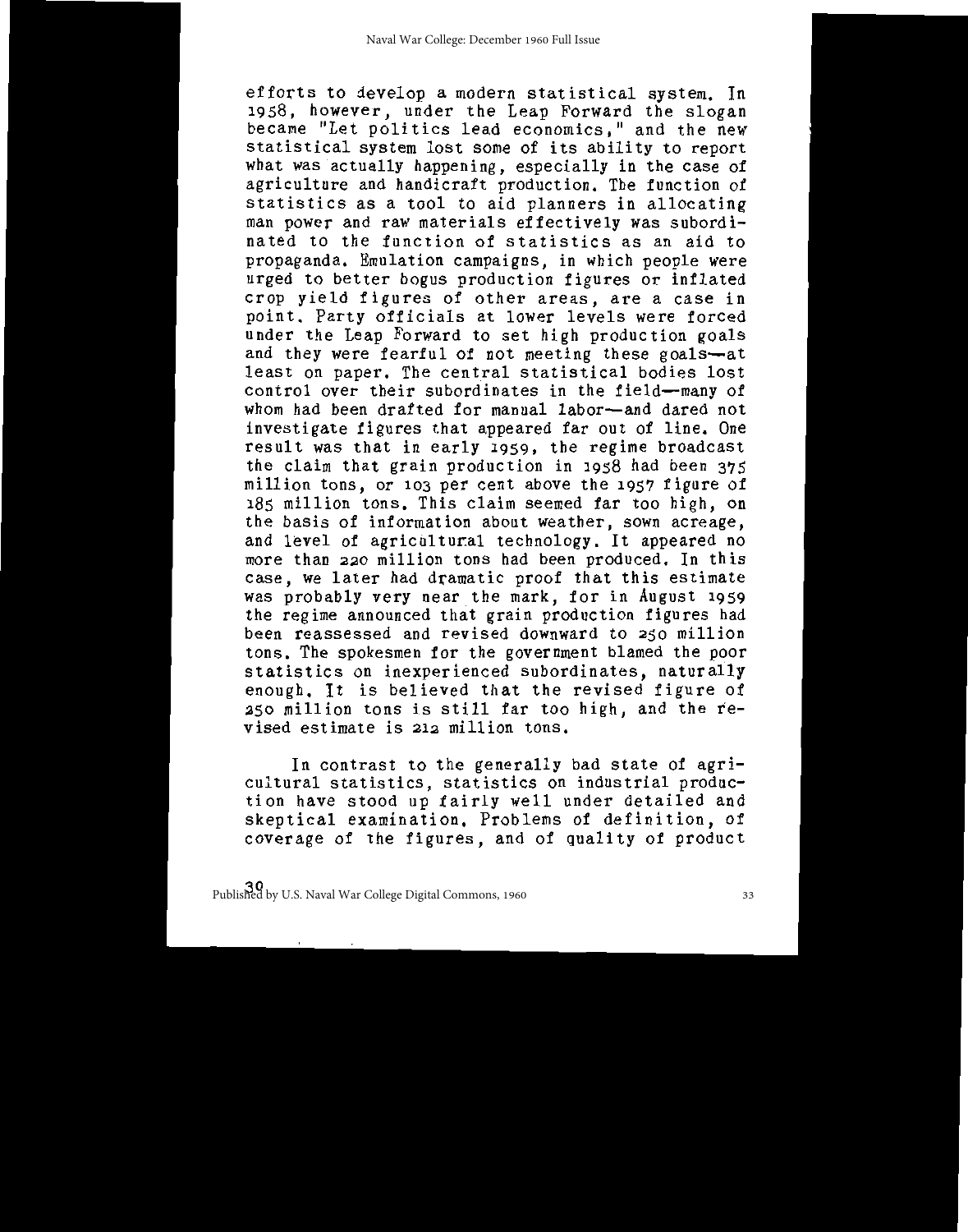efforts to develop a modern statistical system. In 1958, however, under the Leap Forward the slogan became "Let politics lead economics," and the new statistical system lost some of its ability to report what was actually happening, especially in the case of agriculture and handicraft production. The function of statistics as a tool to aid planners in allocating man power and raw materials effectively was subordinated to the function of statistics as an aid to propaganda. Emulation campaigns, in which people were urged to better bogus production figures or inflated crop yield figures of other areas, are a case in point. Party officials at lower levels were forced under the Leap Forward to set high production goals and they were fearful of not meeting these goals—at least on paper. The central statistical bodies lost control over their subordinates in the field—many of whom had been drafted for manual labor—and dared not investigate figures that appeared far out of line. One result was that in early 1959, the regime broadcast the claim that grain production in 1958 had been 375 million tons, or 103 per cent above the 1957 figure of 185 million tons. This claim seemed far too high, on the basis of information about weather, sown acreage, and level of agricultural technology. It appeared no more than 220 million tons had been produced. In this case, we later had dramatic proof that this estimate was probably very near the mark, for in August 1959 the regime announced that grain production figures had been reassessed and revised downward to 250 million tons. The spokesmen for the government blamed the poor statistics on inexperienced subordinates, naturally enough. It is believed that the revised figure of 250 million tons is still far too high, and the revised estimate is 212 million tons.

In contrast to the generally bad state of agricultural statistics, statistics on industrial production have stood up fairly well under detailed and skeptical examination. Problems of definition, of coverage of the figures, and of quality of product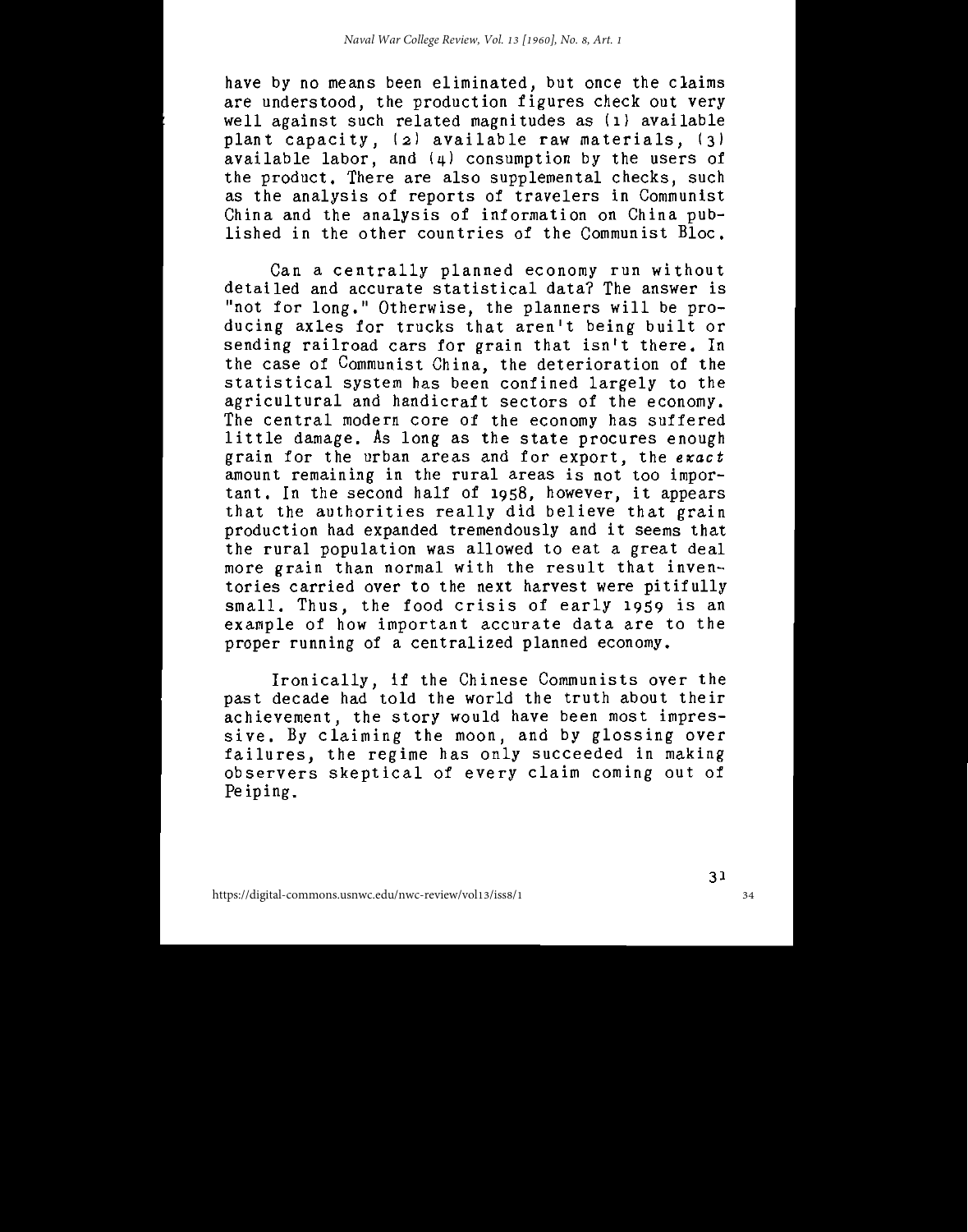have by no means been eliminated, but once the claims are understood, the production figures check out very well against such related magnitudes as (1) available plant capacity, (2) available raw materials, (3) available labor, and (4) consumption by the users of the product. There are also supplemental checks, such as the analysis of reports of travelers in Communist China and the analysis of information on China published in the other countries of the Communist Bloc.

Can a centrally planned economy run without detailed and accurate statistical data? The answer is "not for long." Otherwise, the planners will be producing axles for trucks that aren't being built or sending railroad cars for grain that isn't there. In the case of Communist China, the deterioration of the statistical system has been confined largely to the agricultural and handicraft sectors of the economy. The central modern core of the economy has suffered little damage. As long as the state procures enough grain for the urban areas and for export, the *exact* amount remaining in the rural areas is not too important. In the second half of 1958, however, it appears that the authorities really did believe that grain production had expanded tremendously and it seems that the rural population was allowed to eat a great deal more grain than normal with the result that inventories carried over to the next harvest were pitifully small. Thus, the food crisis of early 1959 is an example of how important accurate data are to the proper running of a centralized planned economy.

Ironically, if the Chinese Communists over the past decade had told the world the truth about their achievement, the story would have been most impressive. By claiming the moon, and by glossing over failures, the regime has only succeeded in making observers skeptical of every claim coming out of Peiping.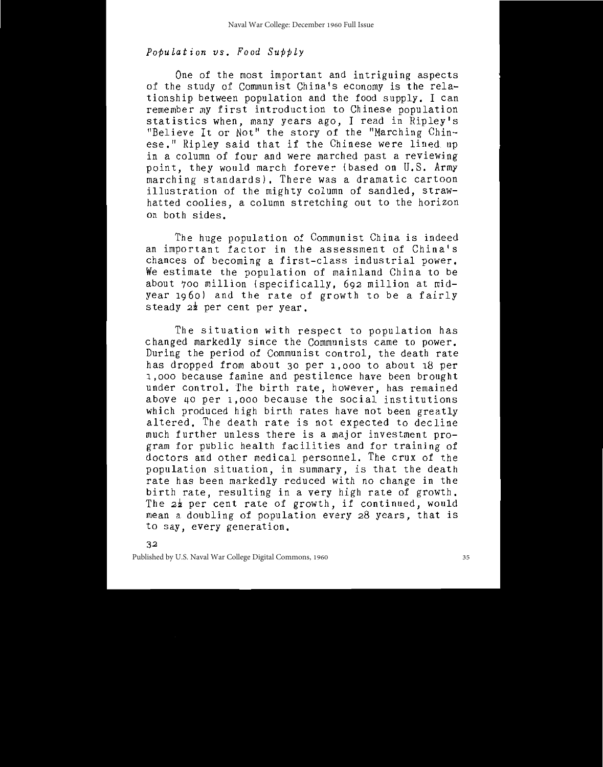*Population vs. Food Supply*

One of the most important and intriguing aspects of the study of Communist China's economy is the relationship between population and the food supply. I can remember my first introduction to Chinese population statistics when, many years ago, I read in Ripley's "Believe It or Not" the story of the "Marching Chinese." Ripley said that if the Chinese were lined up in a column of four and were marched past a reviewing point, they would march forever (based on U.S. Army marching standards). There was a dramatic cartoon illustration of the mighty column of sandled, straw-hatted coolies, a column stretching out to the horizon on both sides.

The huge population of Communist China is indeed an important factor in the assessment of China's chances of becoming a first-class industrial power. We estimate the population of mainland China to be about 700 million (specifically, 692 million at mid-year 1960) and the rate of growth to be a fairly steady 2½ per cent per year.

The situation with respect to population has changed markedly since the Communists came to power. During the period of Communist control, the death rate has dropped from about 30 per 1,000 to about 18 per 1,000 because famine and pestilence have been brought under control. The birth rate, however, has remained above 40 per 1,000 because the social institutions which produced high birth rates have not been greatly altered. The death rate is not expected to decline much further unless there is a major investment program for public health facilities and for training of doctors and other medical personnel. The crux of the population situation, in summary, is that the death rate has been markedly reduced with no change in the birth rate, resulting in a very high rate of growth. The 2½ per cent rate of growth, if continued, would mean a doubling of population every 28 years, that is to say, every generation.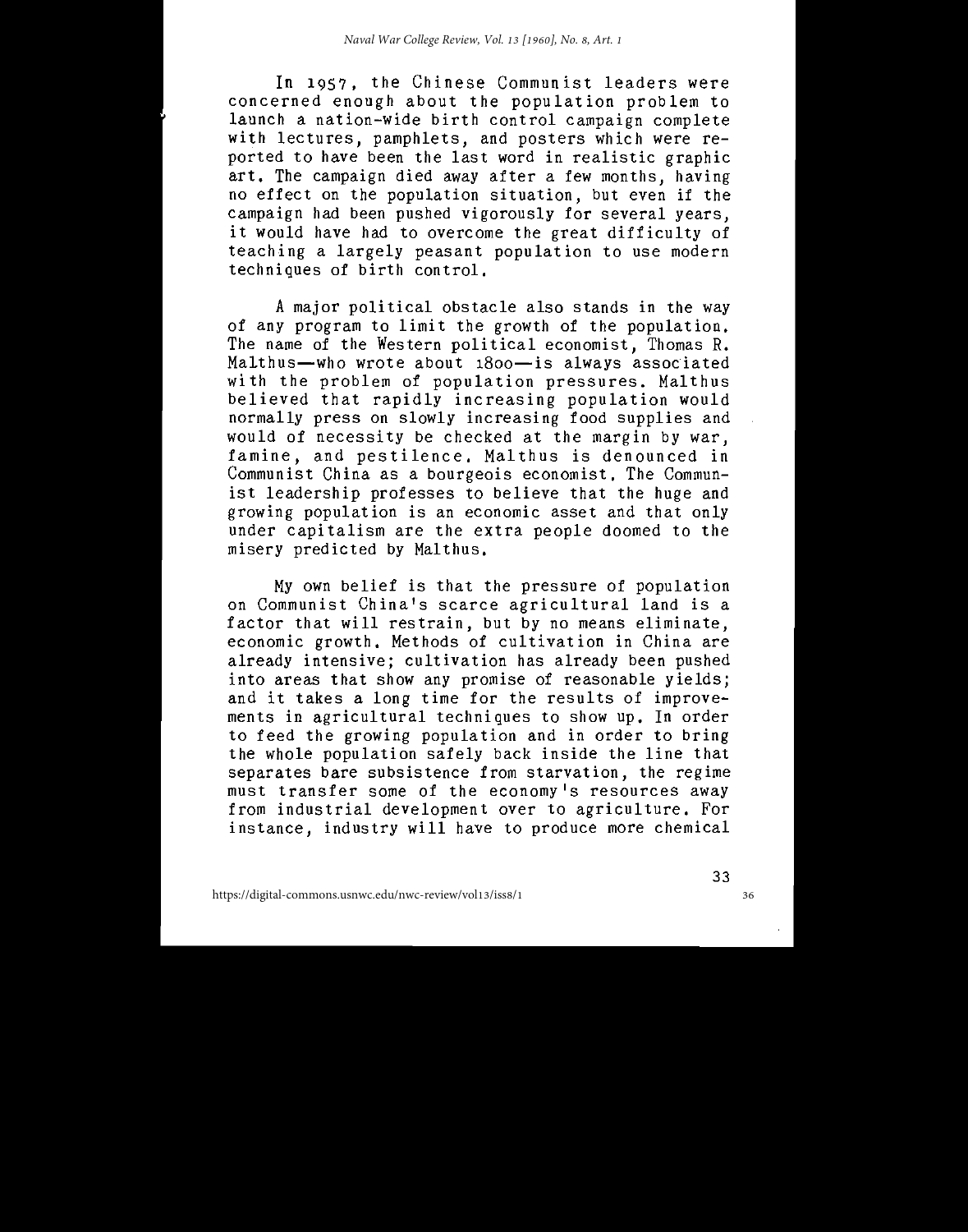In 1957, the Chinese Communist leaders were concerned enough about the population problem to launch a nation-wide birth control campaign complete with lectures, pamphlets, and posters which were reported to have been the last word in realistic graphic art. The campaign died away after a few months, having no effect on the population situation, but even if the campaign had been pushed vigorously for several years, it would have had to overcome the great difficulty of teaching a largely peasant population to use modern techniques of birth control.

A major political obstacle also stands in the way of any program to limit the growth of the population. The name of the Western political economist, Thomas R. Malthus—who wrote about 1800—is always associated with the problem of population pressures. Malthus believed that rapidly increasing population would normally press on slowly increasing food supplies and would of necessity be checked at the margin by war, famine, and pestilence. Malthus is denounced in Communist China as a bourgeois economist. The Communist leadership professes to believe that the huge and growing population is an economic asset and that only under capitalism are the extra people doomed to the misery predicted by Malthus.

My own belief is that the pressure of population on Communist China's scarce agricultural land is a factor that will restrain, but by no means eliminate, economic growth. Methods of cultivation in China are already intensive; cultivation has already been pushed into areas that show any promise of reasonable yields; and it takes a long time for the results of improvements in agricultural techniques to show up. In order to feed the growing population and in order to bring the whole population safely back inside the line that separates bare subsistence from starvation, the regime must transfer some of the economy's resources away from industrial development over to agriculture. For instance, industry will have to produce more chemical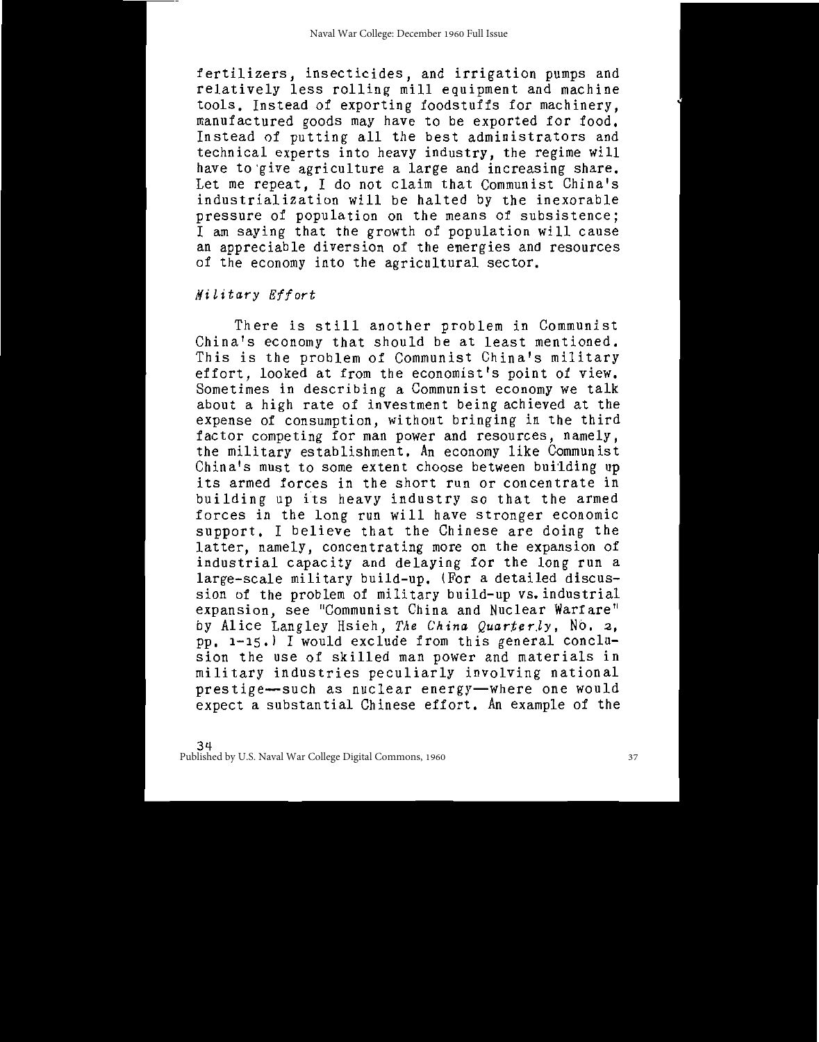fertilizers, insecticides, and irrigation pumps and relatively less rolling mill equipment and machine tools. Instead of exporting foodstuffs for machinery, manufactured goods may have to be exported for food. Instead of putting all the best administrators and technical experts into heavy industry, the regime will have to give agriculture a large and increasing share. Let me repeat, I do not claim that Communist China's industrialization will be halted by the inexorable pressure of population on the means of subsistence; I am saying that the growth of population will cause an appreciable diversion of the energies and resources of the economy into the agricultural sector.

### *Military Effort*

There is still another problem in Communist China's economy that should be at least mentioned. This is the problem of Communist China's military effort, looked at from the economist's point of view. Sometimes in describing a Communist economy we talk about a high rate of investment being achieved at the expense of consumption, without bringing in the third factor competing for man power and resources, namely, the military establishment. An economy like Communist China's must to some extent choose between building up its armed forces in the short run or concentrate in building up its heavy industry so that the armed forces in the long run will have stronger economic support. I believe that the Chinese are doing the latter, namely, concentrating more on the expansion of industrial capacity and delaying for the long run a large-scale military build-up. (For a detailed discussion of the problem of military build-up vs. industrial expansion, see "Communist China and Nuclear Warfare" by Alice Langley Hsieh, *The China Quarterly*, No. 2, pp. 1-15.) I would exclude from this general conclusion the use of skilled man power and materials in military industries peculiarly involving national prestige—such as nuclear energy—where one would expect a substantial Chinese effort. An example of the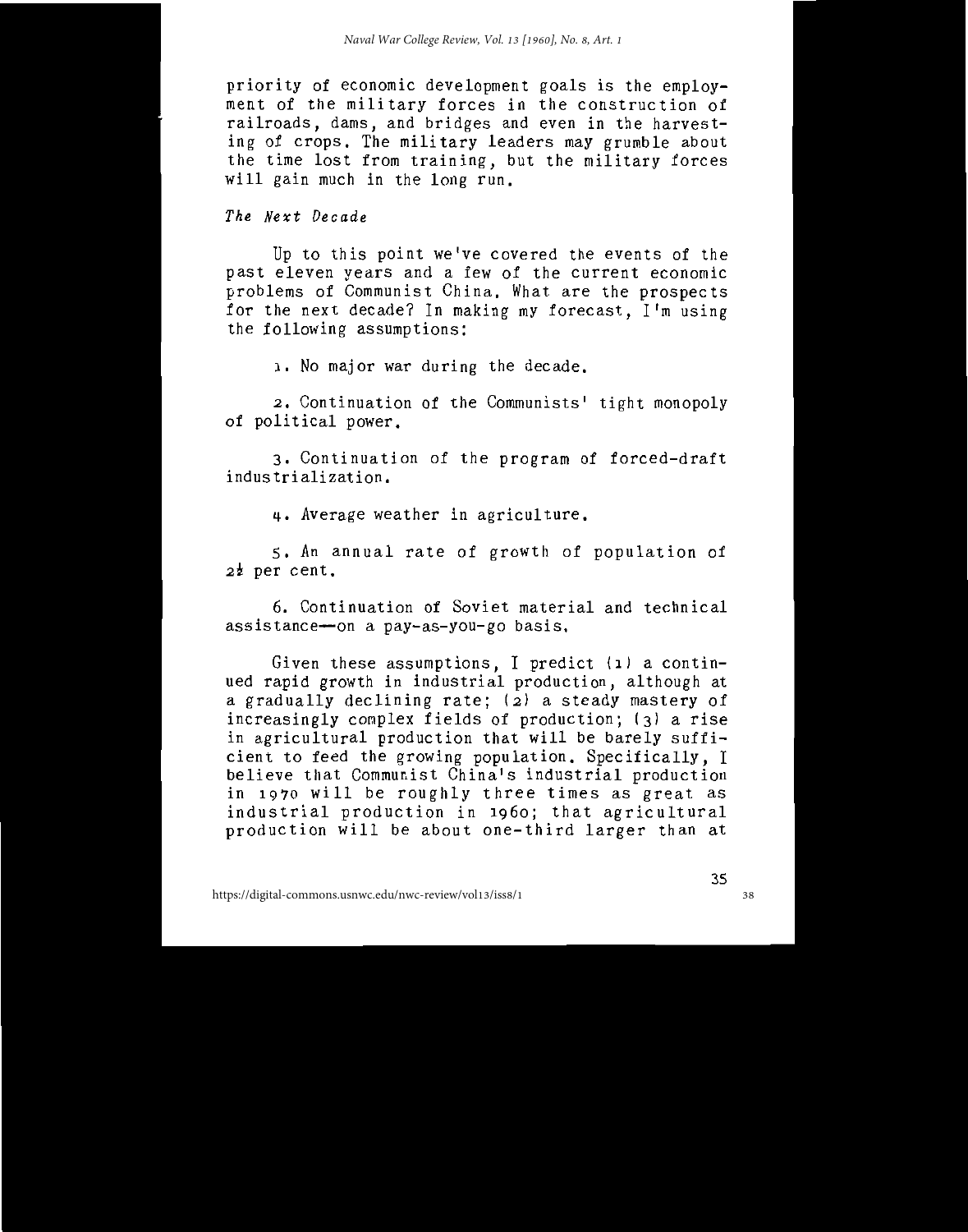priority of economic development goals is the employment of the military forces in the construction of railroads, dams, and bridges and even in the harvesting of crops. The military leaders may grumble about the time lost from training, but the military forces will gain much in the long run.

### *The Next Decade*

Up to this point we've covered the events of the past eleven years and a few of the current economic problems of Communist China. What are the prospects for the next decade? In making my forecast, I'm using the following assumptions:

1. No major war during the decade.

2. Continuation of the Communists' tight monopoly of political power.

3. Continuation of the program of forced-draft industrialization.

4. Average weather in agriculture.

5. An annual rate of growth of population of 2½ per cent.

6. Continuation of Soviet material and technical assistance—on a pay-as-you-go basis.

Given these assumptions, I predict (1) a continued rapid growth in industrial production, although at a gradually declining rate; (2) a steady mastery of increasingly complex fields of production; (3) a rise in agricultural production that will be barely sufficient to feed the growing population. Specifically, I believe that Communist China's industrial production in 1970 will be roughly three times as great as industrial production in 1960; that agricultural production will be about one-third larger than at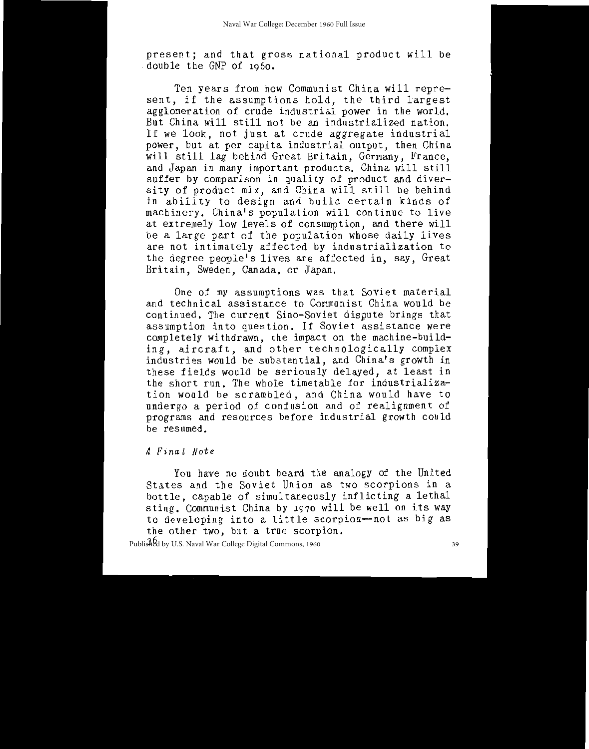present; and that gross national product will be double the GNP of 1960.

Ten years from now Communist China will represent, if the assumptions hold, the third largest agglomeration of crude industrial power in the world. But China will still not be an industrialized nation. If we look, not just at crude aggregate industrial power, but at per capita industrial output, then China will still lag behind Great Britain, Germany, France, and Japan in many important products. China will still suffer by comparison in quality of product and diversity of product mix, and China will still be behind in ability to design and build certain kinds of machinery. China's population will continue to live at extremely low levels of consumption, and there will be a large part of the population whose daily lives are not intimately affected by industrialization to the degree people's lives are affected in, say, Great Britain, Sweden, Canada, or Japan.

One of my assumptions was that Soviet material and technical assistance to Communist China would be continued. The current Sino-Soviet dispute brings that assumption into question. If Soviet assistance were completely withdrawn, the impact on the machine-building, aircraft, and other technologically complex industries would be substantial, and China's growth in these fields would be seriously delayed, at least in the short run. The whole timetable for industrialization would be scrambled, and China would have to undergo a period of confusion and of realignment of programs and resources before industrial growth could be resumed.

*A Final Note*

You have no doubt heard the analogy of the United States and the Soviet Union as two scorpions in a bottle, capable of simultaneously inflicting a lethal sting. Communist China by 1970 will be well on its way to developing into a little scorpion—not as big as the other two, but a true scorpion.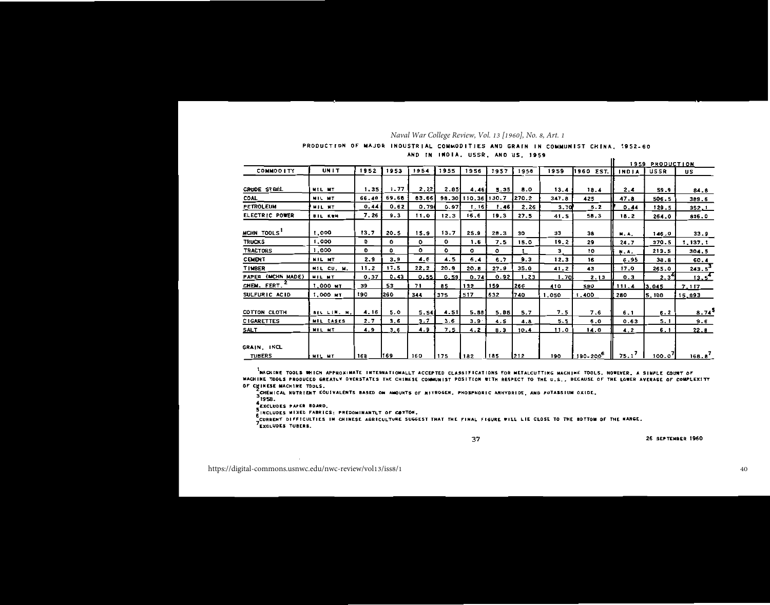PRODUCTION OF MAJOR INDUSTRIAL COMMODITIES AND GRAIN IN COMMUNIST CHINA, 1952-60 AND IN INDIA, USSR, AND US, 1959

| COMMODITY | UNIT | 1952 | 1953 | 1954 | 1955 | 1956 | 1957 | 1958 | 1959 | 1960 EST. | 1959 PRODUCTION INDIA | USSR | US |
|---|---|---|---|---|---|---|---|---|---|---|---|---|---|
| CRUDE STEEL | MIL MT | 1.35 | 1.77 | 2.22 | 2.85 | 4.46 | 5.35 | 8.0 | 13.4 | 18.4 | 2.4 | 59.9 | 84.8 |
| COAL | MIL MT | 66.49 | 69.68 | 83.66 | 98.30 | 110.36 | 130.7 | 270.2 | 347.8 | 425 | 47.8 | 506.5 | 389.6 |
| PETROLEUM | MIL MT | 0.44 | 0.62 | 0.79 | 0.97 | 1.16 | 1.46 | 2.26 | 3.70 | 5.2 | 0.44 | 129.5 | 352.1 |
| ELECTRIC POWER | BIL KWH | 7.26 | 9.3 | 11.0 | 12.3 | 16.6 | 19.3 | 27.5 | 41.5 | 58.3 | 18.2 | 264.0 | 836.0 |
| MCHN TOOLS[1] | 1,000 | 13.7 | 20.5 | 15.9 | 13.7 | 25.9 | 28.3 | 30 | 33 | 38 | N.A. | 146.0 | 33.9 |
| TRUCKS | 1,000 | 0 | 0 | 0 | 0 | 1.6 | 7.5 | 15.0 | 19.2 | 29 | 24.7 | 370.5 | 1,137.1 |
| TRACTORS | 1,000 | 0 | 0 | 0 | 0 | 0 | 0 | 1 | 3 | 10 | N.A. | 213.5 | 304.5 |
| CEMENT | MIL MT | 2.9 | 3.9 | 4.6 | 4.5 | 6.4 | 6.7 | 9.3 | 12.3 | 16 | 6.95 | 38.8 | 60.4 |
| TIMBER | MIL CU. M. | 11.2 | 17.5 | 22.2 | 20.9 | 20.8 | 27.9 | 35.0 | 41.2 | 43 | 17.0 | 265.0 | 243.5[3] |
| PAPER (MCHN MADE) | MIL MT | 0.37 | 0.43 | 0.55 | 0.59 | 0.74 | 0.92 | 1.23 | 1.70 | 2.13 | 0.3 | 2.3[4] | 13.5[4] |
| CHEM. FERT.[2] | 1,000 MT | 39 | 53 | 71 | 85 | 132 | 159 | 266 | 410 | 580 | 111.4 | 3,045 | 7,117 |
| SULFURIC ACID | 1,000 MT | 190 | 260 | 344 | 375 | 517 | 632 | 740 | 1,050 | 1,400 | 280 | 5,100 | 15,893 |
| COTTON CLOTH | BIL LIN. M. | 4.16 | 5.0 | 5.54 | 4.51 | 5.88 | 5.86 | 5.7 | 7.5 | 7.6 | 6.1 | 6.2 | 8.74[5] |
| CIGARETTES | MIL CASES | 2.7 | 3.6 | 3.7 | 3.6 | 3.9 | 4.5 | 4.8 | 5.5 | 6.0 | 0.63 | 5.1 | 9.6 |
| SALT | MIL MT | 4.9 | 3.6 | 4.9 | 7.5 | 4.2 | 8.3 | 10.4 | 11.0 | 14.0 | 4.2 | 6.1 | 22.8 |
| GRAIN, INCL TUBERS | MIL MT | 163 | 169 | 160 | 175 | 182 | 185 | 212 | 190 | 190-200[6] | 75.1[7] | 100.0[7] | 168.8[7] |

[1] MACHINE TOOLS WHICH APPROXIMATE INTERNATIONALLY ACCEPTED CLASSIFICATIONS FOR METALCUTTING MACHINE TOOLS. HOWEVER, A SIMPLE COUNT OF MACHINE TOOLS PRODUCED GREATLY OVERSTATES THE CHINESE COMMUNIST POSITION WITH RESPECT TO THE U.S., BECAUSE OF THE LOWER AVERAGE OF COMPLEXITY OF CHINESE MACHINE TOOLS.

[2] CHEMICAL NUTRIENT EQUIVALENTS BASED ON AMOUNTS OF NITROGEN, PHOSPHORIC ANHYDRIDE, AND POTASSIUM OXIDE.

[3] 1958.

[4] EXCLUDES PAPER BOARD.

[5] INCLUDES MIXED FABRICS; PREDOMINANTLY OF COTTON.

[6] CURRENT DIFFICULTIES IN CHINESE AGRICULTURE SUGGEST THAT THE FINAL FIGURE WILL LIE CLOSE TO THE BOTTOM OF THE RANGE.

[7] EXCLUDES TUBERS.

26 SEPTEMBER 1960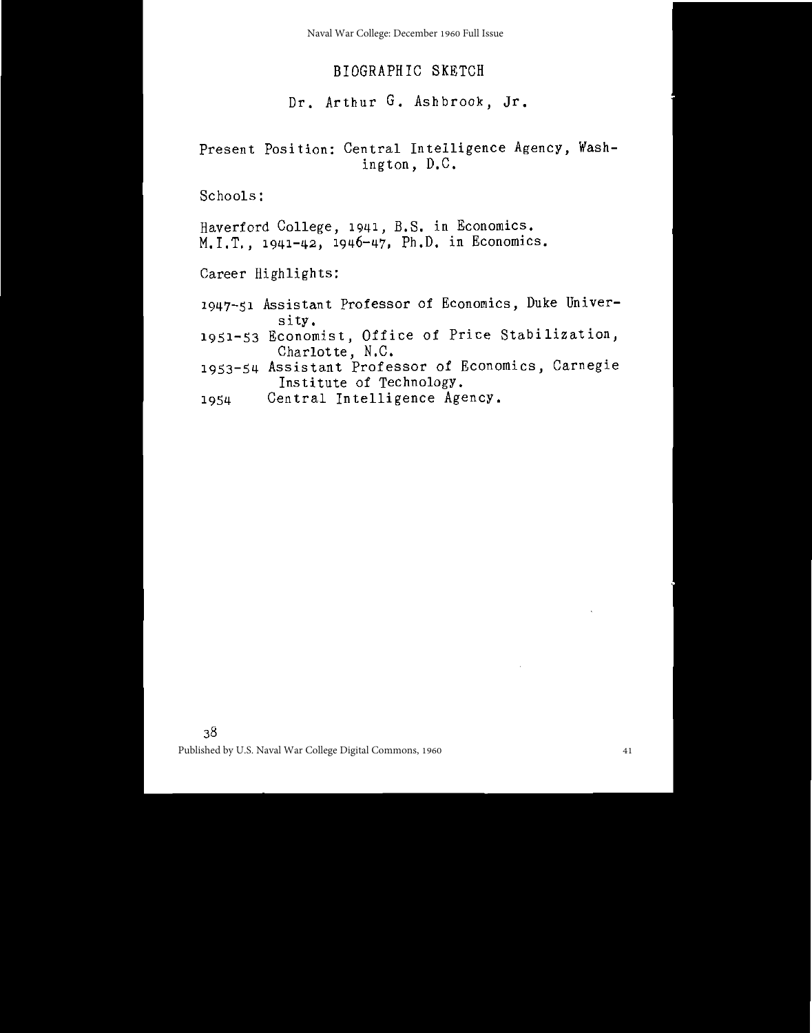# BIOGRAPHIC SKETCH

## Dr. Arthur G. Ashbrook, Jr.

Present Position: Central Intelligence Agency, Washington, D.C.

Schools:

Haverford College, 1941, B.S. in Economics.
M.I.T., 1941-42, 1946-47, Ph.D. in Economics.

Career Highlights:

- 1947-51 Assistant Professor of Economics, Duke University.
- 1951-53 Economist, Office of Price Stabilization, Charlotte, N.C.
- 1953-54 Assistant Professor of Economics, Carnegie Institute of Technology.
- 1954 Central Intelligence Agency.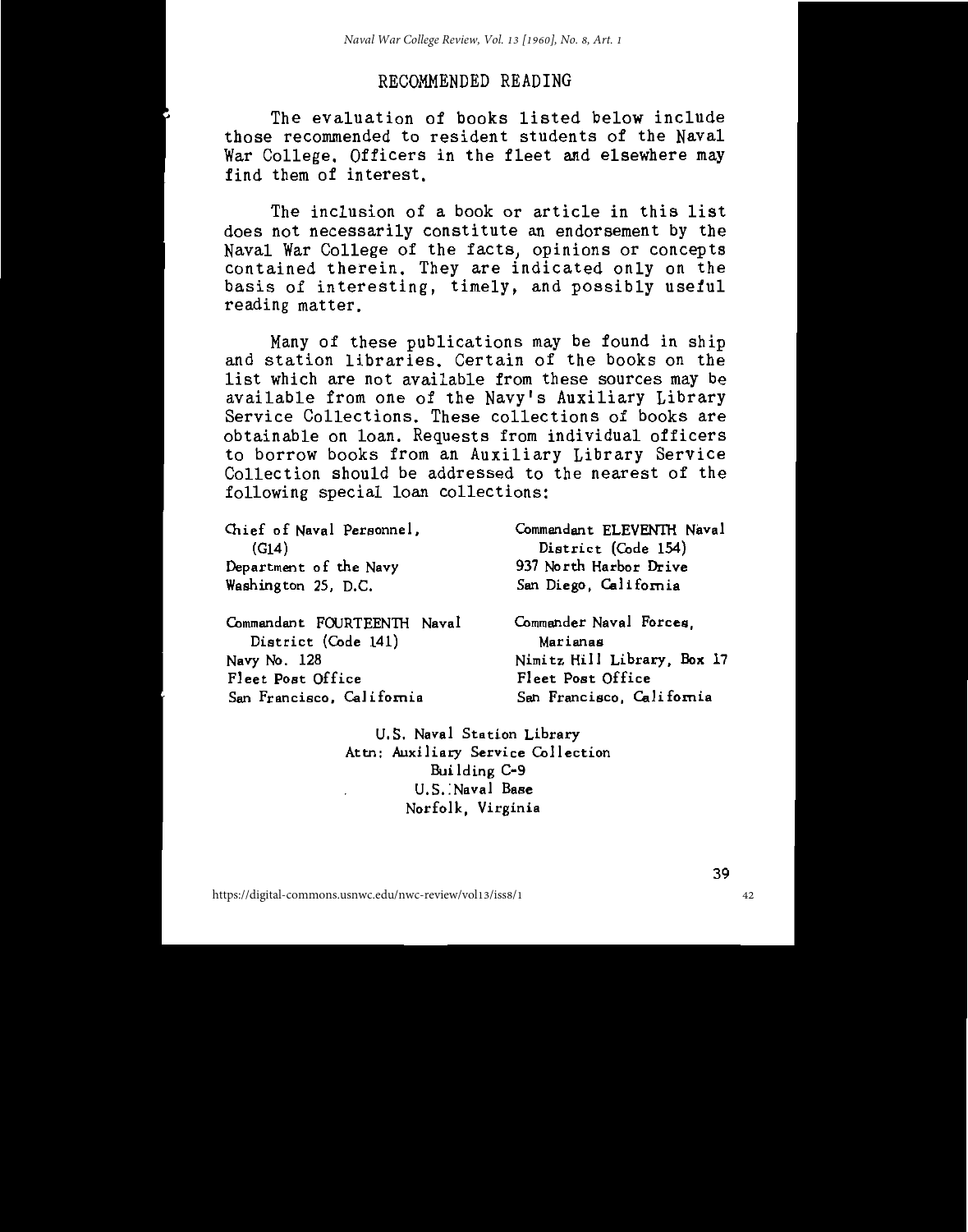# RECOMMENDED READING

The evaluation of books listed below include those recommended to resident students of the Naval War College. Officers in the fleet and elsewhere may find them of interest.

The inclusion of a book or article in this list does not necessarily constitute an endorsement by the Naval War College of the facts, opinions or concepts contained therein. They are indicated only on the basis of interesting, timely, and possibly useful reading matter.

Many of these publications may be found in ship and station libraries. Certain of the books on the list which are not available from these sources may be available from one of the Navy's Auxiliary Library Service Collections. These collections of books are obtainable on loan. Requests from individual officers to borrow books from an Auxiliary Library Service Collection should be addressed to the nearest of the following special loan collections:

Chief of Naval Personnel,
(G14)
Department of the Navy
Washington 25, D.C.

Commandant ELEVENTH Naval
District (Code 154)
937 North Harbor Drive
San Diego, California

Commandant FOURTEENTH Naval
District (Code 141)
Navy No. 128
Fleet Post Office
San Francisco, California

Commander Naval Forces,
Marianas
Nimitz Hill Library, Box 17
Fleet Post Office
San Francisco, California

U.S. Naval Station Library
Attn: Auxiliary Service Collection
Building C-9
U.S. Naval Base
Norfolk, Virginia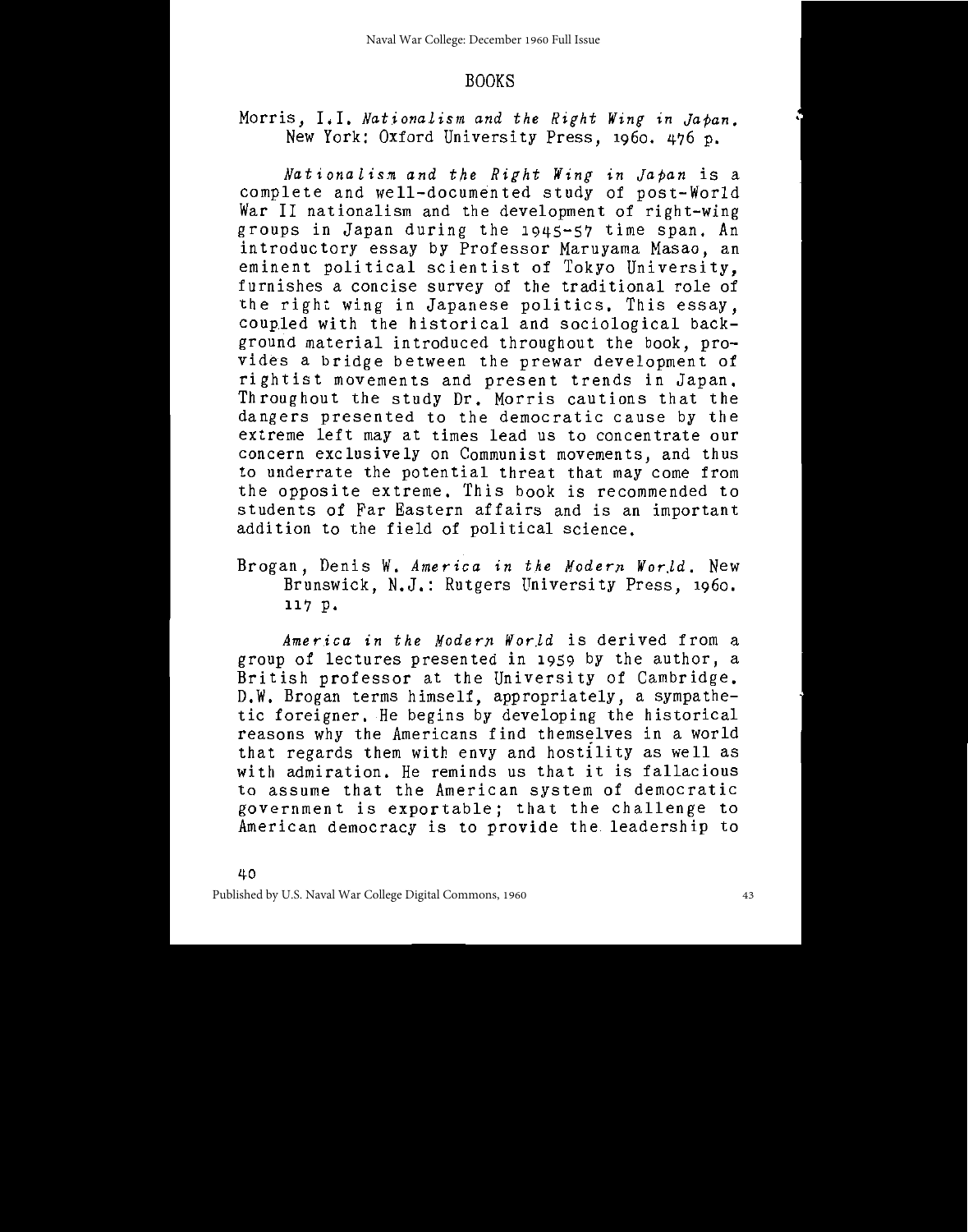## BOOKS

Morris, I.I. *Nationalism and the Right Wing in Japan.* New York: Oxford University Press, 1960. 476 p.

*Nationalism and the Right Wing in Japan* is a complete and well-documented study of post-World War II nationalism and the development of right-wing groups in Japan during the 1945-57 time span. An introductory essay by Professor Maruyama Masao, an eminent political scientist of Tokyo University, furnishes a concise survey of the traditional role of the right wing in Japanese politics. This essay, coupled with the historical and sociological background material introduced throughout the book, provides a bridge between the prewar development of rightist movements and present trends in Japan. Throughout the study Dr. Morris cautions that the dangers presented to the democratic cause by the extreme left may at times lead us to concentrate our concern exclusively on Communist movements, and thus to underrate the potential threat that may come from the opposite extreme. This book is recommended to students of Far Eastern affairs and is an important addition to the field of political science.

Brogan, Denis W. *America in the Modern World.* New Brunswick, N.J.: Rutgers University Press, 1960. 117 p.

*America in the Modern World* is derived from a group of lectures presented in 1959 by the author, a British professor at the University of Cambridge. D.W. Brogan terms himself, appropriately, a sympathetic foreigner. He begins by developing the historical reasons why the Americans find themselves in a world that regards them with envy and hostility as well as with admiration. He reminds us that it is fallacious to assume that the American system of democratic government is exportable; that the challenge to American democracy is to provide the leadership to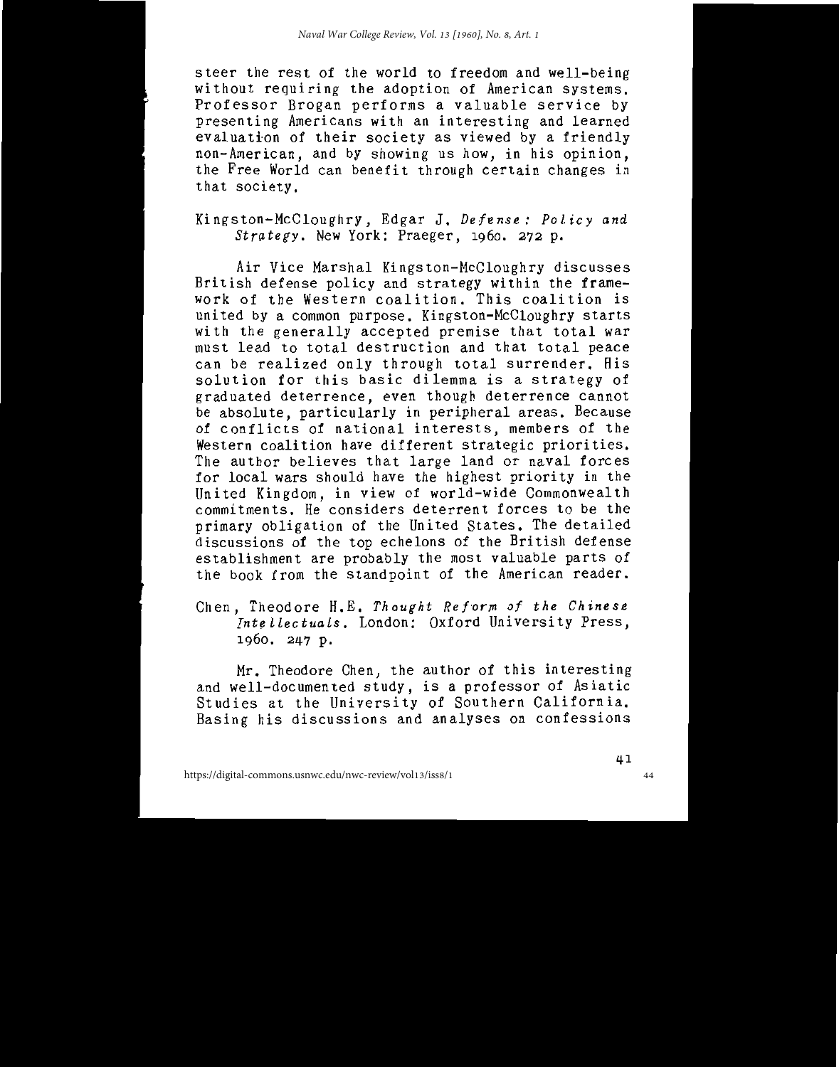steer the rest of the world to freedom and well-being without requiring the adoption of American systems. Professor Brogan performs a valuable service by presenting Americans with an interesting and learned evaluation of their society as viewed by a friendly non-American, and by showing us how, in his opinion, the Free World can benefit through certain changes in that society.

Kingston-McCloughry, Edgar J. *Defense: Policy and Strategy*. New York: Praeger, 1960. 272 p.

Air Vice Marshal Kingston-McCloughry discusses British defense policy and strategy within the framework of the Western coalition. This coalition is united by a common purpose. Kingston-McCloughry starts with the generally accepted premise that total war must lead to total destruction and that total peace can be realized only through total surrender. His solution for this basic dilemma is a strategy of graduated deterrence, even though deterrence cannot be absolute, particularly in peripheral areas. Because of conflicts of national interests, members of the Western coalition have different strategic priorities. The author believes that large land or naval forces for local wars should have the highest priority in the United Kingdom, in view of world-wide Commonwealth commitments. He considers deterrent forces to be the primary obligation of the United States. The detailed discussions of the top echelons of the British defense establishment are probably the most valuable parts of the book from the standpoint of the American reader.

Chen, Theodore H.E. *Thought Reform of the Chinese Intellectuals*. London: Oxford University Press, 1960. 247 p.

Mr. Theodore Chen, the author of this interesting and well-documented study, is a professor of Asiatic Studies at the University of Southern California. Basing his discussions and analyses on confessions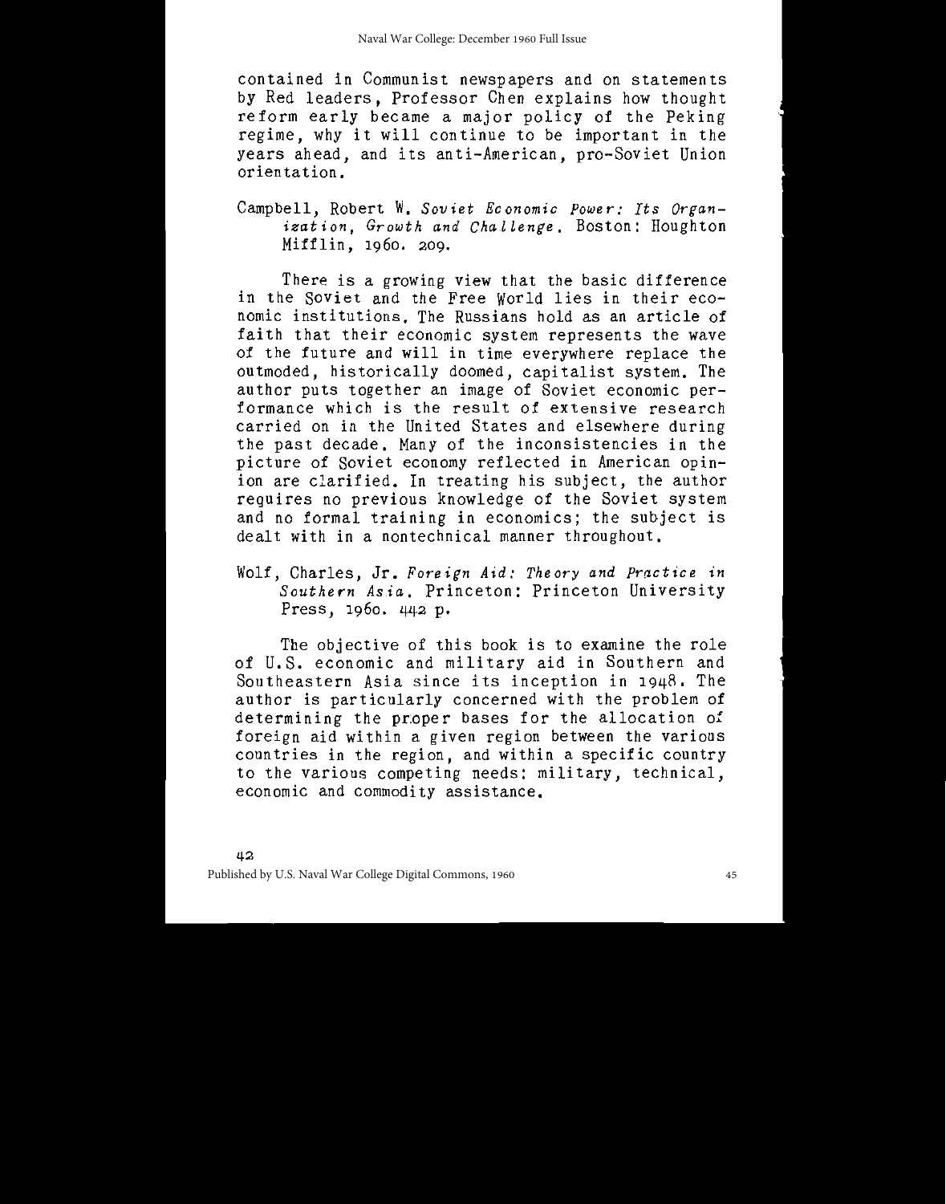contained in Communist newspapers and on statements by Red leaders, Professor Chen explains how thought reform early became a major policy of the Peking regime, why it will continue to be important in the years ahead, and its anti-American, pro-Soviet Union orientation.

Campbell, Robert W. *Soviet Economic Power: Its Organization, Growth and Challenge*. Boston: Houghton Mifflin, 1960. 209.

There is a growing view that the basic difference in the Soviet and the Free World lies in their economic institutions. The Russians hold as an article of faith that their economic system represents the wave of the future and will in time everywhere replace the outmoded, historically doomed, capitalist system. The author puts together an image of Soviet economic performance which is the result of extensive research carried on in the United States and elsewhere during the past decade. Many of the inconsistencies in the picture of Soviet economy reflected in American opinion are clarified. In treating his subject, the author requires no previous knowledge of the Soviet system and no formal training in economics; the subject is dealt with in a nontechnical manner throughout.

Wolf, Charles, Jr. *Foreign Aid: Theory and Practice in Southern Asia*. Princeton: Princeton University Press, 1960. 442 p.

The objective of this book is to examine the role of U.S. economic and military aid in Southern and Southeastern Asia since its inception in 1948. The author is particularly concerned with the problem of determining the proper bases for the allocation of foreign aid within a given region between the various countries in the region, and within a specific country to the various competing needs: military, technical, economic and commodity assistance.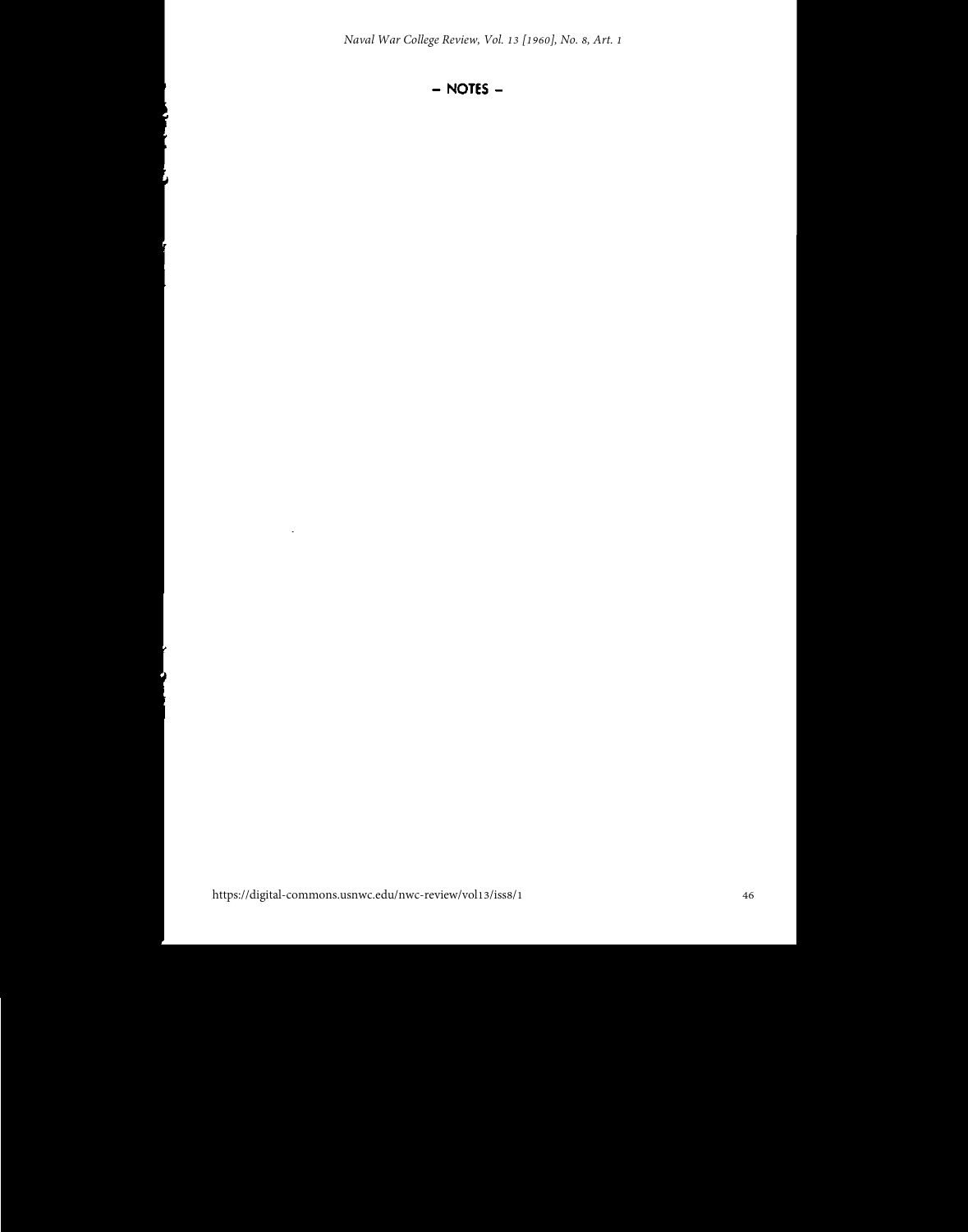– NOTES –